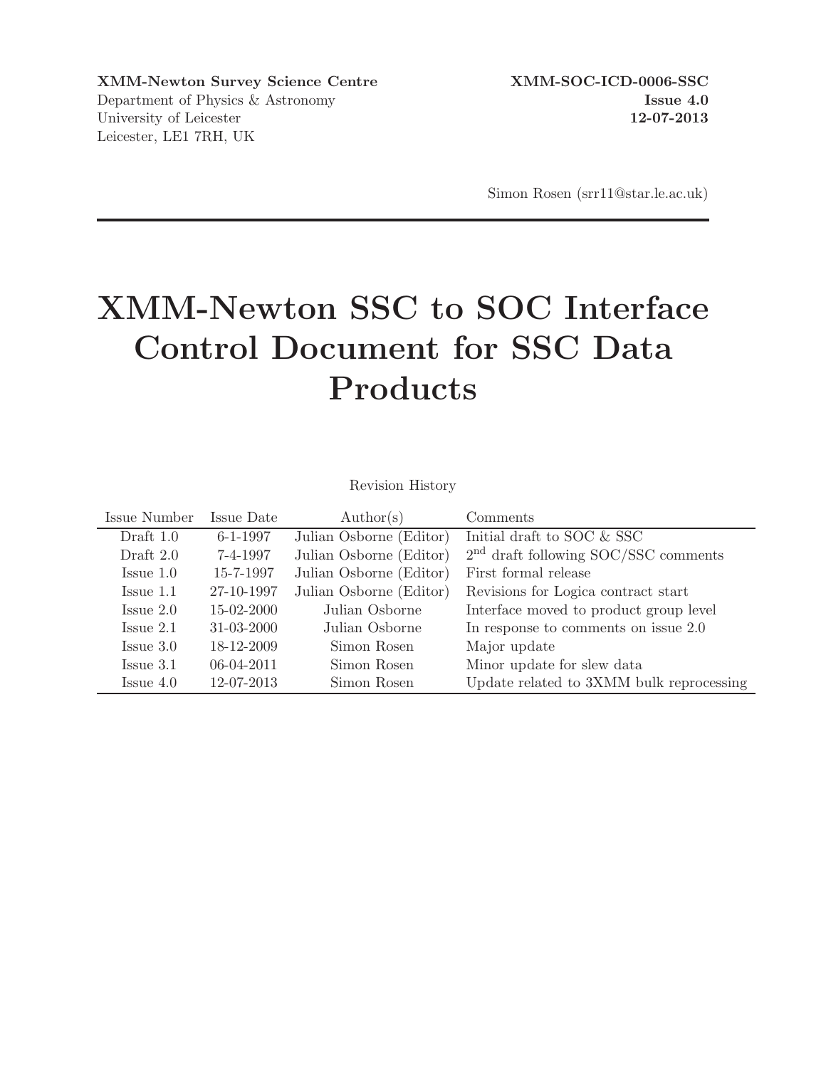**XMM-Newton Survey Science Centre**
Department of Physics & Astronomy
University of Leicester
Leicester, LE1 7RH, UK

**XMM-SOC-ICD-0006-SSC**
**Issue 4.0**
**12-07-2013**

Simon Rosen (srr11@star.le.ac.uk)

---

# XMM-Newton SSC to SOC Interface Control Document for SSC Data Products

Revision History

| Issue Number | Issue Date | Author(s) | Comments |
|---|---|---|---|
| Draft 1.0 | 6-1-1997 | Julian Osborne (Editor) | Initial draft to SOC & SSC |
| Draft 2.0 | 7-4-1997 | Julian Osborne (Editor) | 2nd draft following SOC/SSC comments |
| Issue 1.0 | 15-7-1997 | Julian Osborne (Editor) | First formal release |
| Issue 1.1 | 27-10-1997 | Julian Osborne (Editor) | Revisions for Logica contract start |
| Issue 2.0 | 15-02-2000 | Julian Osborne | Interface moved to product group level |
| Issue 2.1 | 31-03-2000 | Julian Osborne | In response to comments on issue 2.0 |
| Issue 3.0 | 18-12-2009 | Simon Rosen | Major update |
| Issue 3.1 | 06-04-2011 | Simon Rosen | Minor update for slew data |
| Issue 4.0 | 12-07-2013 | Simon Rosen | Update related to 3XMM bulk reprocessing |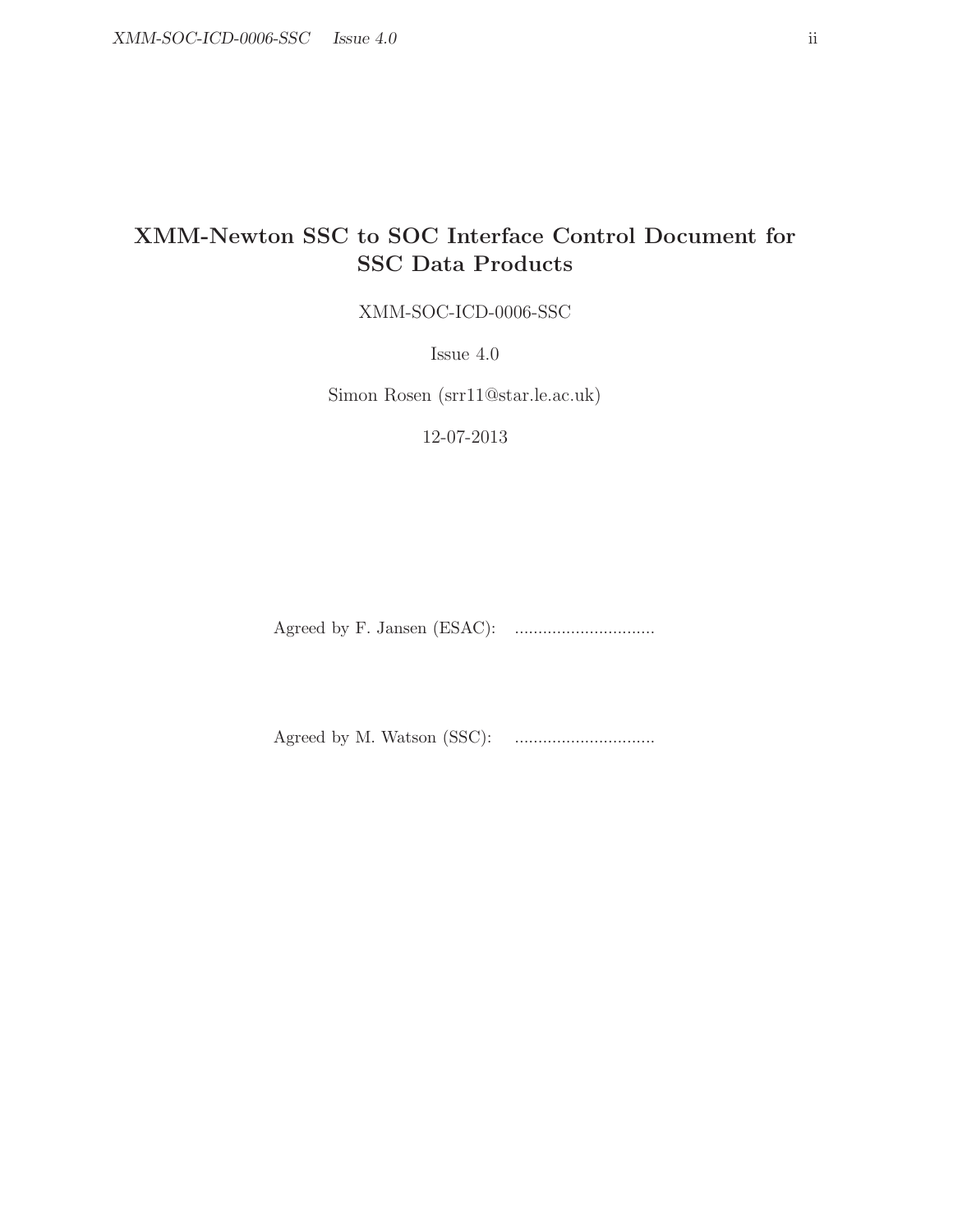# XMM-Newton SSC to SOC Interface Control Document for SSC Data Products

XMM-SOC-ICD-0006-SSC

Issue 4.0

Simon Rosen (srr11@star.le.ac.uk)

12-07-2013

Agreed by F. Jansen (ESAC): ..............................

Agreed by M. Watson (SSC): ..............................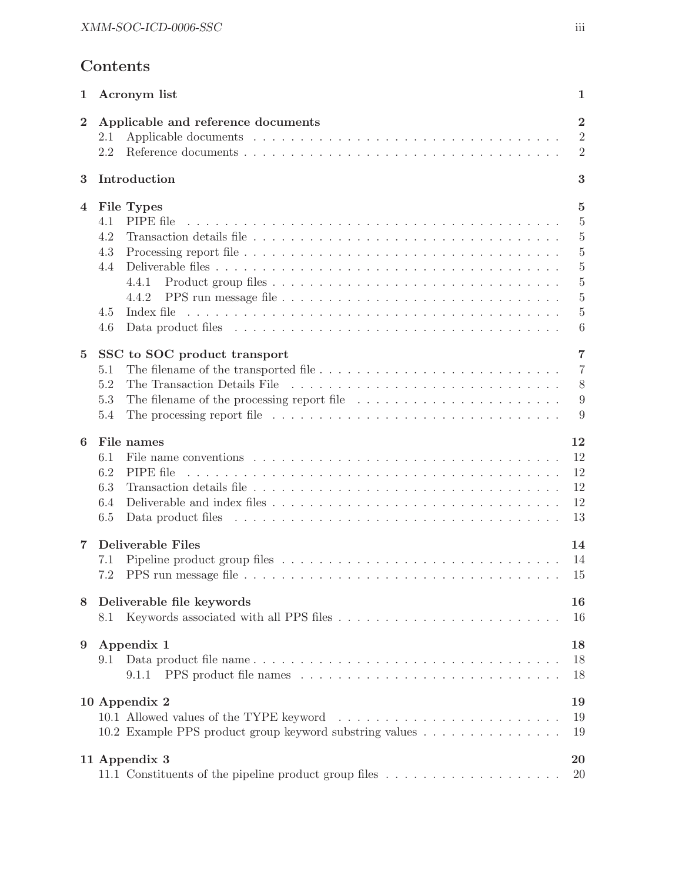# Contents

| | | |
|---|---|---|
| **1** | **Acronym list** | **1** |
| **2** | **Applicable and reference documents** | **2** |
| | 2.1 Applicable documents | 2 |
| | 2.2 Reference documents | 2 |
| **3** | **Introduction** | **3** |
| **4** | **File Types** | **5** |
| | 4.1 PIPE file | 5 |
| | 4.2 Transaction details file | 5 |
| | 4.3 Processing report file | 5 |
| | 4.4 Deliverable files | 5 |
| | 4.4.1 Product group files | 5 |
| | 4.4.2 PPS run message file | 5 |
| | 4.5 Index file | 5 |
| | 4.6 Data product files | 6 |
| **5** | **SSC to SOC product transport** | **7** |
| | 5.1 The filename of the transported file | 7 |
| | 5.2 The Transaction Details File | 8 |
| | 5.3 The filename of the processing report file | 9 |
| | 5.4 The processing report file | 9 |
| **6** | **File names** | **12** |
| | 6.1 File name conventions | 12 |
| | 6.2 PIPE file | 12 |
| | 6.3 Transaction details file | 12 |
| | 6.4 Deliverable and index files | 12 |
| | 6.5 Data product files | 13 |
| **7** | **Deliverable Files** | **14** |
| | 7.1 Pipeline product group files | 14 |
| | 7.2 PPS run message file | 15 |
| **8** | **Deliverable file keywords** | **16** |
| | 8.1 Keywords associated with all PPS files | 16 |
| **9** | **Appendix 1** | **18** |
| | 9.1 Data product file name | 18 |
| | 9.1.1 PPS product file names | 18 |
| **10** | **Appendix 2** | **19** |
| | 10.1 Allowed values of the TYPE keyword | 19 |
| | 10.2 Example PPS product group keyword substring values | 19 |
| **11** | **Appendix 3** | **20** |
| | 11.1 Constituents of the pipeline product group files | 20 |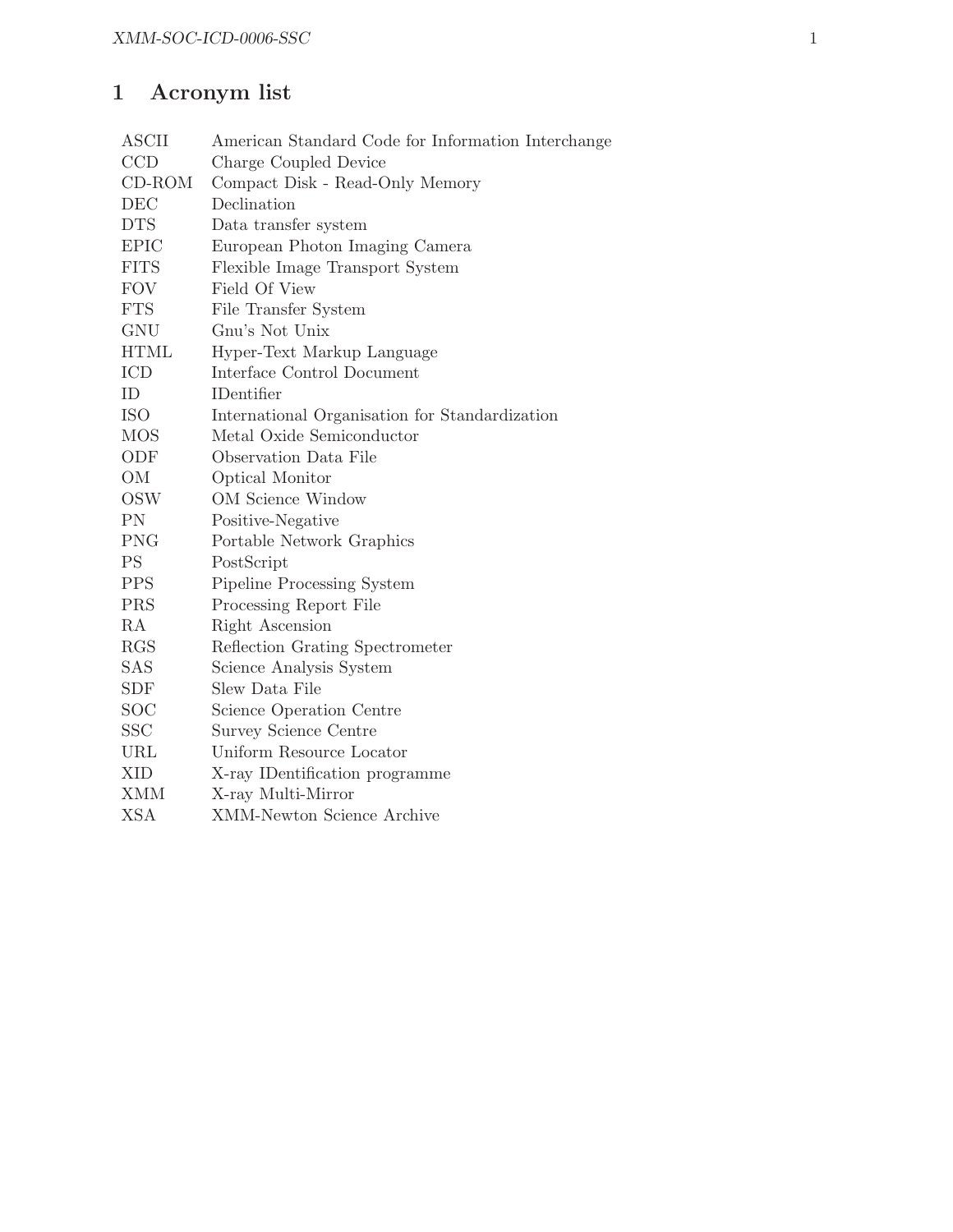# 1 Acronym list

| | |
|---|---|
| ASCII | American Standard Code for Information Interchange |
| CCD | Charge Coupled Device |
| CD-ROM | Compact Disk - Read-Only Memory |
| DEC | Declination |
| DTS | Data transfer system |
| EPIC | European Photon Imaging Camera |
| FITS | Flexible Image Transport System |
| FOV | Field Of View |
| FTS | File Transfer System |
| GNU | Gnu's Not Unix |
| HTML | Hyper-Text Markup Language |
| ICD | Interface Control Document |
| ID | IDentifier |
| ISO | International Organisation for Standardization |
| MOS | Metal Oxide Semiconductor |
| ODF | Observation Data File |
| OM | Optical Monitor |
| OSW | OM Science Window |
| PN | Positive-Negative |
| PNG | Portable Network Graphics |
| PS | PostScript |
| PPS | Pipeline Processing System |
| PRS | Processing Report File |
| RA | Right Ascension |
| RGS | Reflection Grating Spectrometer |
| SAS | Science Analysis System |
| SDF | Slew Data File |
| SOC | Science Operation Centre |
| SSC | Survey Science Centre |
| URL | Uniform Resource Locator |
| XID | X-ray IDentification programme |
| XMM | X-ray Multi-Mirror |
| XSA | XMM-Newton Science Archive |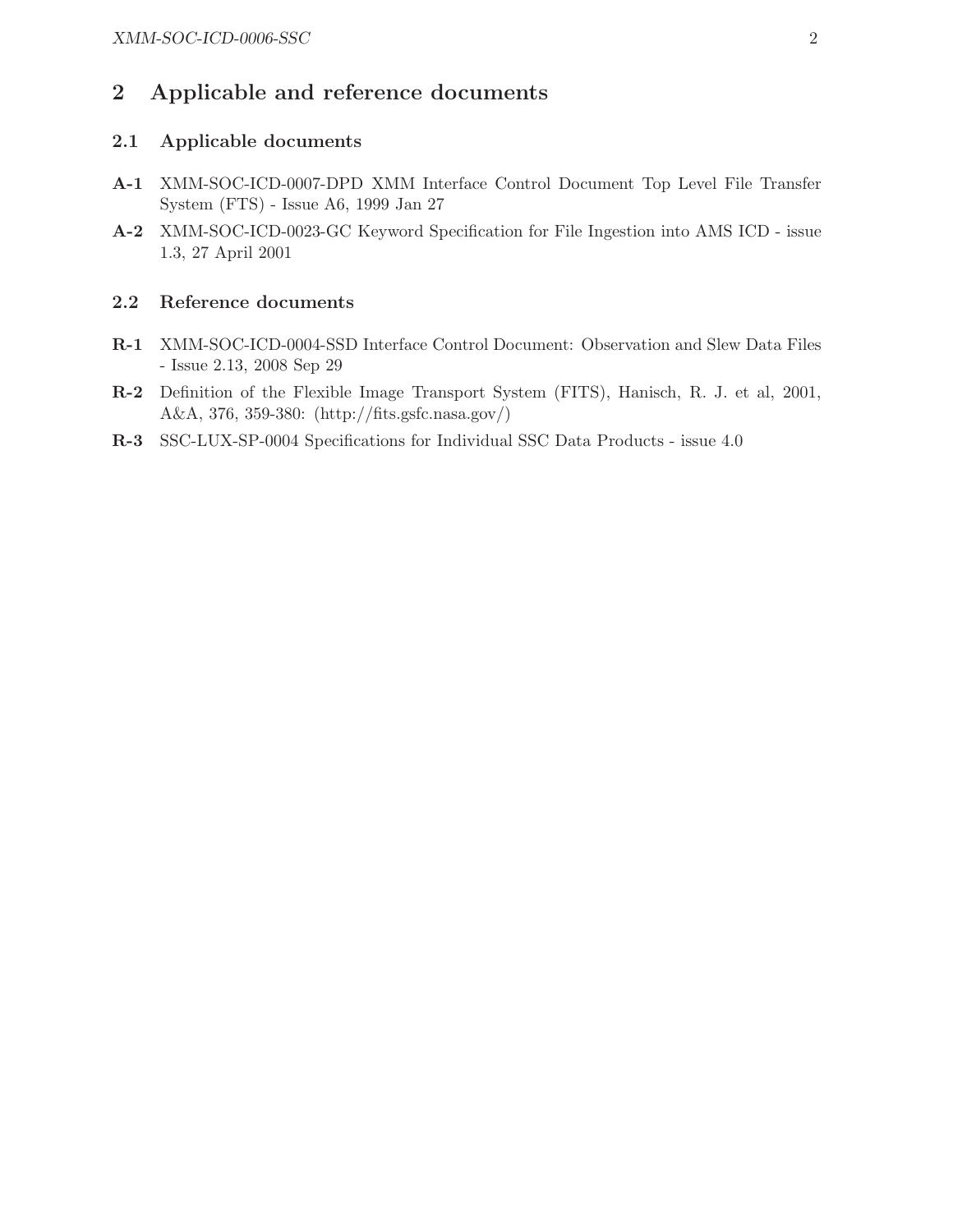## 2 Applicable and reference documents

### 2.1 Applicable documents

**A-1** XMM-SOC-ICD-0007-DPD XMM Interface Control Document Top Level File Transfer System (FTS) - Issue A6, 1999 Jan 27

**A-2** XMM-SOC-ICD-0023-GC Keyword Specification for File Ingestion into AMS ICD - issue 1.3, 27 April 2001

### 2.2 Reference documents

**R-1** XMM-SOC-ICD-0004-SSD Interface Control Document: Observation and Slew Data Files - Issue 2.13, 2008 Sep 29

**R-2** Definition of the Flexible Image Transport System (FITS), Hanisch, R. J. et al, 2001, A&A, 376, 359-380: (http://fits.gsfc.nasa.gov/)

**R-3** SSC-LUX-SP-0004 Specifications for Individual SSC Data Products - issue 4.0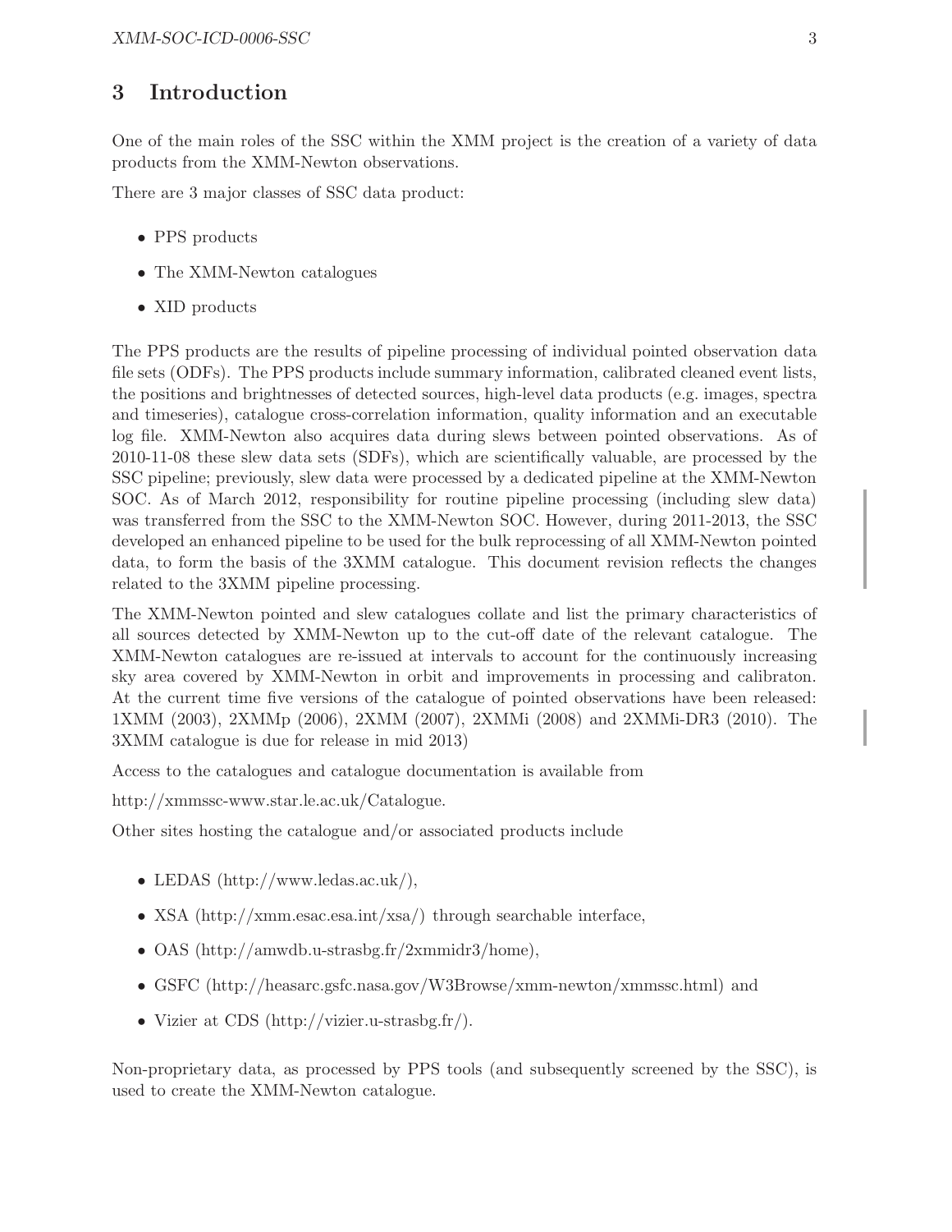# 3 Introduction

One of the main roles of the SSC within the XMM project is the creation of a variety of data products from the XMM-Newton observations.

There are 3 major classes of SSC data product:

- PPS products
- The XMM-Newton catalogues
- XID products

The PPS products are the results of pipeline processing of individual pointed observation data file sets (ODFs). The PPS products include summary information, calibrated cleaned event lists, the positions and brightnesses of detected sources, high-level data products (e.g. images, spectra and timeseries), catalogue cross-correlation information, quality information and an executable log file. XMM-Newton also acquires data during slews between pointed observations. As of 2010-11-08 these slew data sets (SDFs), which are scientifically valuable, are processed by the SSC pipeline; previously, slew data were processed by a dedicated pipeline at the XMM-Newton SOC. As of March 2012, responsibility for routine pipeline processing (including slew data) was transferred from the SSC to the XMM-Newton SOC. However, during 2011-2013, the SSC developed an enhanced pipeline to be used for the bulk reprocessing of all XMM-Newton pointed data, to form the basis of the 3XMM catalogue. This document revision reflects the changes related to the 3XMM pipeline processing.

The XMM-Newton pointed and slew catalogues collate and list the primary characteristics of all sources detected by XMM-Newton up to the cut-off date of the relevant catalogue. The XMM-Newton catalogues are re-issued at intervals to account for the continuously increasing sky area covered by XMM-Newton in orbit and improvements in processing and calibraton. At the current time five versions of the catalogue of pointed observations have been released: 1XMM (2003), 2XMMp (2006), 2XMM (2007), 2XMMi (2008) and 2XMMi-DR3 (2010). The 3XMM catalogue is due for release in mid 2013)

Access to the catalogues and catalogue documentation is available from

http://xmmssc-www.star.le.ac.uk/Catalogue.

Other sites hosting the catalogue and/or associated products include

- LEDAS (http://www.ledas.ac.uk/),
- XSA (http://xmm.esac.esa.int/xsa/) through searchable interface,
- OAS (http://amwdb.u-strasbg.fr/2xmmidr3/home),
- GSFC (http://heasarc.gsfc.nasa.gov/W3Browse/xmm-newton/xmmssc.html) and
- Vizier at CDS (http://vizier.u-strasbg.fr/).

Non-proprietary data, as processed by PPS tools (and subsequently screened by the SSC), is used to create the XMM-Newton catalogue.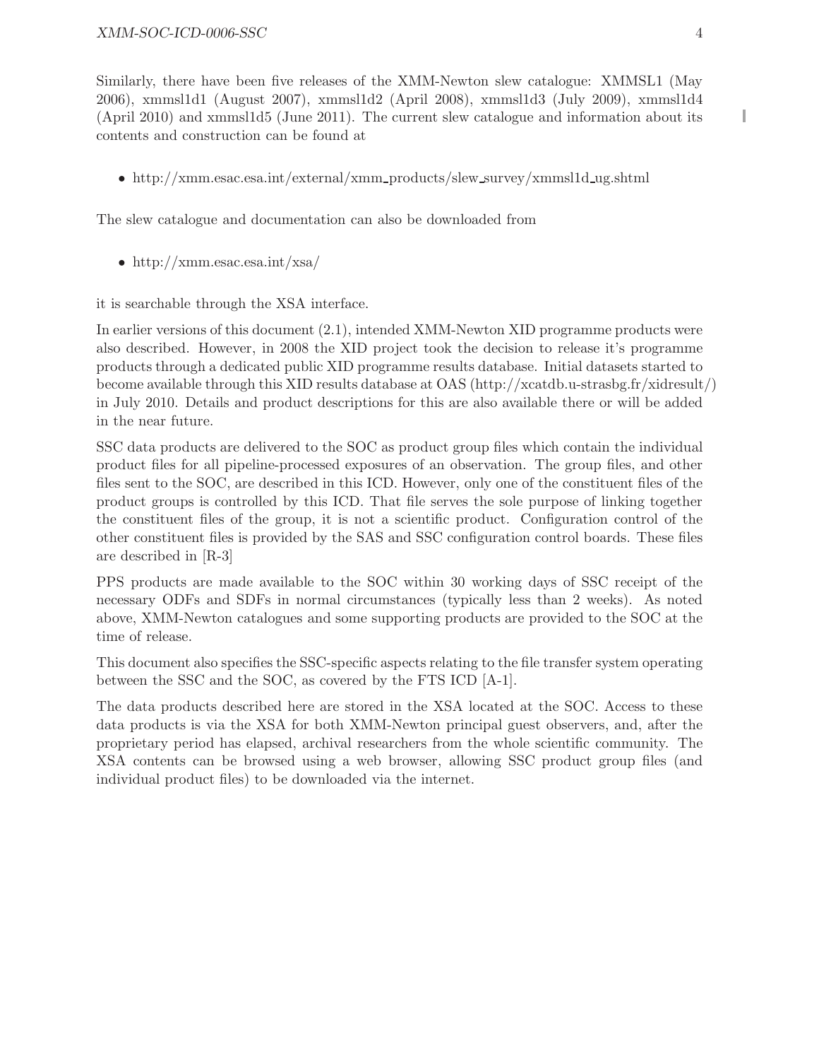Similarly, there have been five releases of the XMM-Newton slew catalogue: XMMSL1 (May 2006), xmmsl1d1 (August 2007), xmmsl1d2 (April 2008), xmmsl1d3 (July 2009), xmmsl1d4 (April 2010) and xmmsl1d5 (June 2011). The current slew catalogue and information about its contents and construction can be found at

- http://xmm.esac.esa.int/external/xmm_products/slew_survey/xmmsl1d_ug.shtml

The slew catalogue and documentation can also be downloaded from

- http://xmm.esac.esa.int/xsa/

it is searchable through the XSA interface.

In earlier versions of this document (2.1), intended XMM-Newton XID programme products were also described. However, in 2008 the XID project took the decision to release it's programme products through a dedicated public XID programme results database. Initial datasets started to become available through this XID results database at OAS (http://xcatdb.u-strasbg.fr/xidresult/) in July 2010. Details and product descriptions for this are also available there or will be added in the near future.

SSC data products are delivered to the SOC as product group files which contain the individual product files for all pipeline-processed exposures of an observation. The group files, and other files sent to the SOC, are described in this ICD. However, only one of the constituent files of the product groups is controlled by this ICD. That file serves the sole purpose of linking together the constituent files of the group, it is not a scientific product. Configuration control of the other constituent files is provided by the SAS and SSC configuration control boards. These files are described in [R-3]

PPS products are made available to the SOC within 30 working days of SSC receipt of the necessary ODFs and SDFs in normal circumstances (typically less than 2 weeks). As noted above, XMM-Newton catalogues and some supporting products are provided to the SOC at the time of release.

This document also specifies the SSC-specific aspects relating to the file transfer system operating between the SSC and the SOC, as covered by the FTS ICD [A-1].

The data products described here are stored in the XSA located at the SOC. Access to these data products is via the XSA for both XMM-Newton principal guest observers, and, after the proprietary period has elapsed, archival researchers from the whole scientific community. The XSA contents can be browsed using a web browser, allowing SSC product group files (and individual product files) to be downloaded via the internet.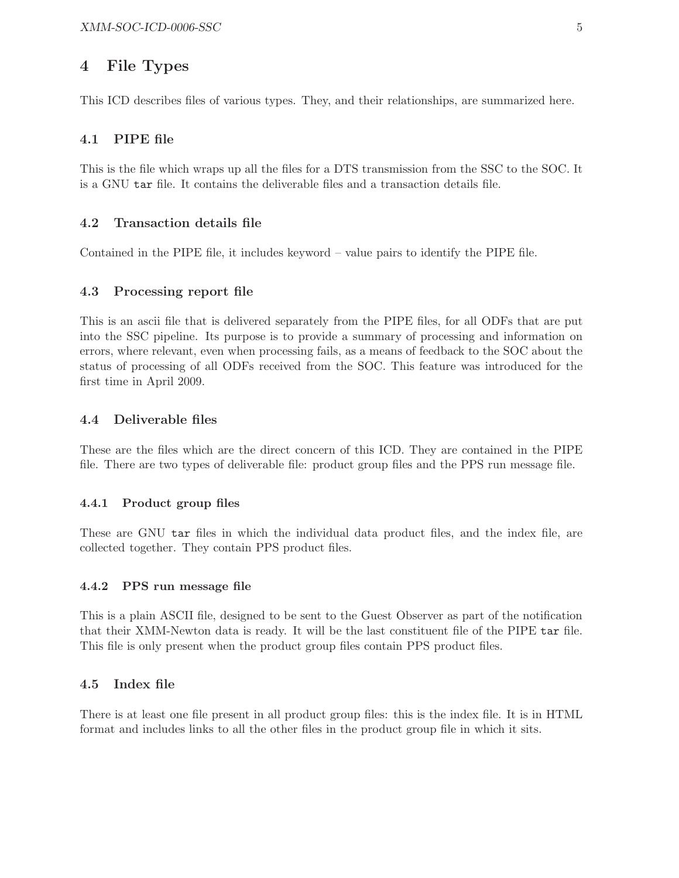# 4 File Types

This ICD describes files of various types. They, and their relationships, are summarized here.

## 4.1 PIPE file

This is the file which wraps up all the files for a DTS transmission from the SSC to the SOC. It is a GNU `tar` file. It contains the deliverable files and a transaction details file.

## 4.2 Transaction details file

Contained in the PIPE file, it includes keyword – value pairs to identify the PIPE file.

## 4.3 Processing report file

This is an ascii file that is delivered separately from the PIPE files, for all ODFs that are put into the SSC pipeline. Its purpose is to provide a summary of processing and information on errors, where relevant, even when processing fails, as a means of feedback to the SOC about the status of processing of all ODFs received from the SOC. This feature was introduced for the first time in April 2009.

## 4.4 Deliverable files

These are the files which are the direct concern of this ICD. They are contained in the PIPE file. There are two types of deliverable file: product group files and the PPS run message file.

### 4.4.1 Product group files

These are GNU `tar` files in which the individual data product files, and the index file, are collected together. They contain PPS product files.

### 4.4.2 PPS run message file

This is a plain ASCII file, designed to be sent to the Guest Observer as part of the notification that their XMM-Newton data is ready. It will be the last constituent file of the PIPE `tar` file. This file is only present when the product group files contain PPS product files.

## 4.5 Index file

There is at least one file present in all product group files: this is the index file. It is in HTML format and includes links to all the other files in the product group file in which it sits.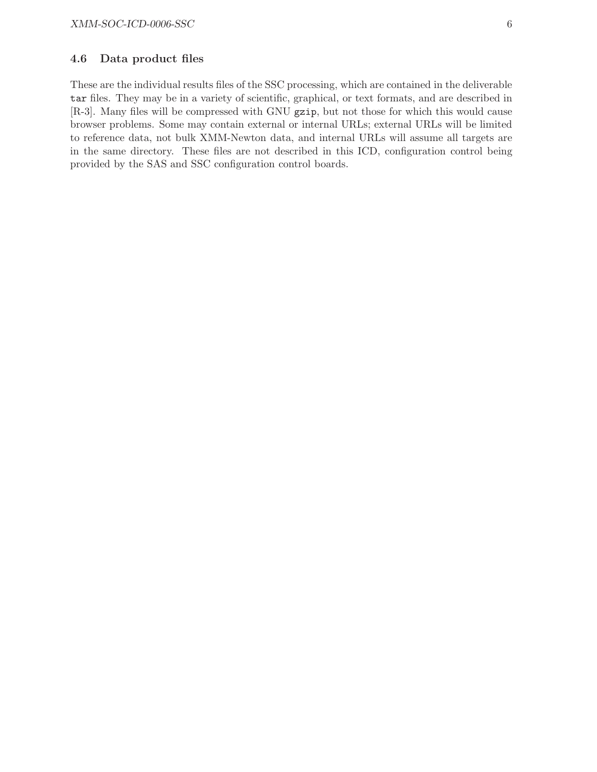### 4.6 Data product files

These are the individual results files of the SSC processing, which are contained in the deliverable `tar` files. They may be in a variety of scientific, graphical, or text formats, and are described in [R-3]. Many files will be compressed with GNU `gzip`, but not those for which this would cause browser problems. Some may contain external or internal URLs; external URLs will be limited to reference data, not bulk XMM-Newton data, and internal URLs will assume all targets are in the same directory. These files are not described in this ICD, configuration control being provided by the SAS and SSC configuration control boards.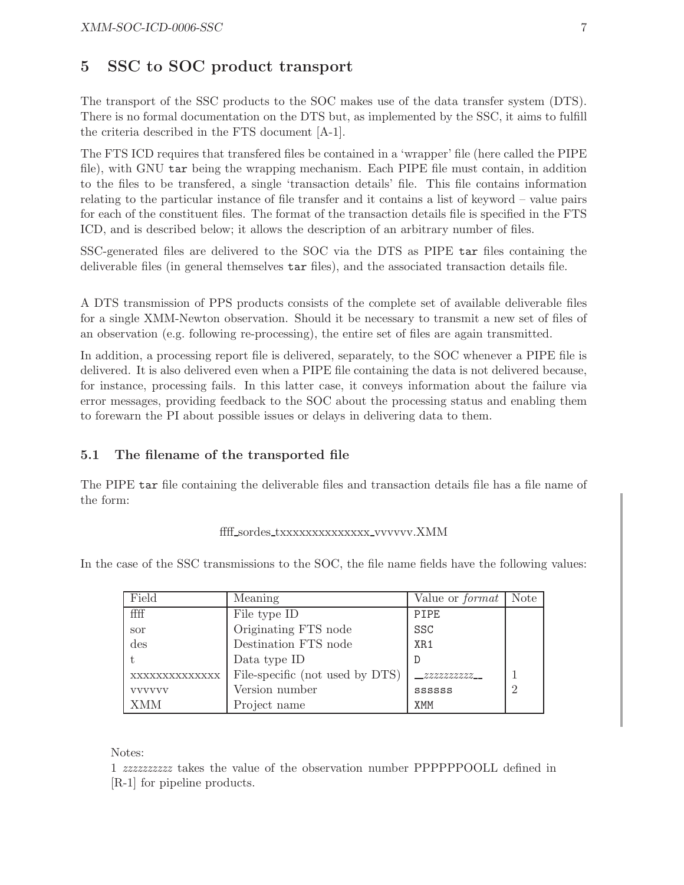## 5 SSC to SOC product transport

The transport of the SSC products to the SOC makes use of the data transfer system (DTS). There is no formal documentation on the DTS but, as implemented by the SSC, it aims to fulfill the criteria described in the FTS document [A-1].

The FTS ICD requires that transfered files be contained in a 'wrapper' file (here called the PIPE file), with GNU `tar` being the wrapping mechanism. Each PIPE file must contain, in addition to the files to be transfered, a single 'transaction details' file. This file contains information relating to the particular instance of file transfer and it contains a list of keyword – value pairs for each of the constituent files. The format of the transaction details file is specified in the FTS ICD, and is described below; it allows the description of an arbitrary number of files.

SSC-generated files are delivered to the SOC via the DTS as PIPE `tar` files containing the deliverable files (in general themselves `tar` files), and the associated transaction details file.

A DTS transmission of PPS products consists of the complete set of available deliverable files for a single XMM-Newton observation. Should it be necessary to transmit a new set of files of an observation (e.g. following re-processing), the entire set of files are again transmitted.

In addition, a processing report file is delivered, separately, to the SOC whenever a PIPE file is delivered. It is also delivered even when a PIPE file containing the data is not delivered because, for instance, processing fails. In this latter case, it conveys information about the failure via error messages, providing feedback to the SOC about the processing status and enabling them to forewarn the PI about possible issues or delays in delivering data to them.

### 5.1 The filename of the transported file

The PIPE `tar` file containing the deliverable files and transaction details file has a file name of the form:

ffff_sordes_txxxxxxxxxxxxxx_vvvvvv.XMM

In the case of the SSC transmissions to the SOC, the file name fields have the following values:

| Field | Meaning | Value or *format* | Note |
|---|---|---|---|
| ffff | File type ID | `PIPE` | |
| sor | Originating FTS node | `SSC` | |
| des | Destination FTS node | `XR1` | |
| t | Data type ID | `D` | |
| xxxxxxxxxxxxxx | File-specific (not used by DTS) | _*zzzzzzzzzz*__ | 1 |
| vvvvvv | Version number | `ssssss` | 2 |
| XMM | Project name | `XMM` | |

Notes:

1 *zzzzzzzzzz* takes the value of the observation number PPPPPPOOLL defined in [R-1] for pipeline products.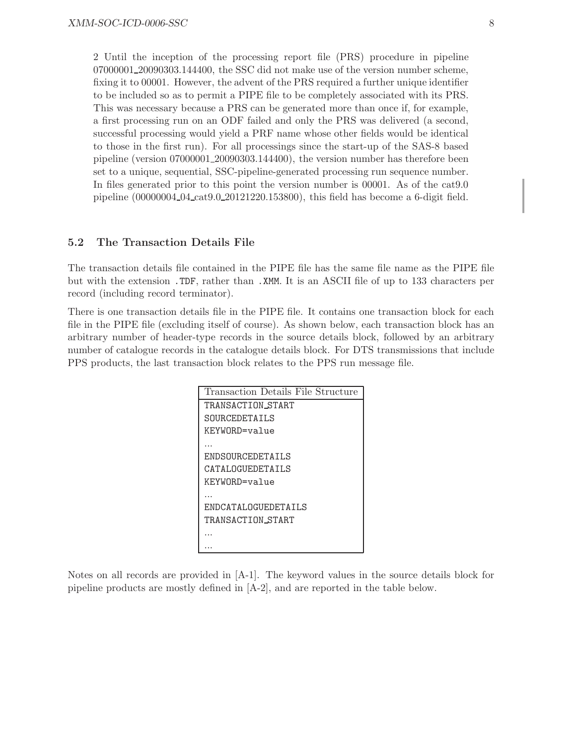2 Until the inception of the processing report file (PRS) procedure in pipeline 07000001_20090303.144400, the SSC did not make use of the version number scheme, fixing it to 00001. However, the advent of the PRS required a further unique identifier to be included so as to permit a PIPE file to be completely associated with its PRS. This was necessary because a PRS can be generated more than once if, for example, a first processing run on an ODF failed and only the PRS was delivered (a second, successful processing would yield a PRF name whose other fields would be identical to those in the first run). For all processings since the start-up of the SAS-8 based pipeline (version 07000001_20090303.144400), the version number has therefore been set to a unique, sequential, SSC-pipeline-generated processing run sequence number. In files generated prior to this point the version number is 00001. As of the cat9.0 pipeline (00000004_04_cat9.0_20121220.153800), this field has become a 6-digit field.

## 5.2 The Transaction Details File

The transaction details file contained in the PIPE file has the same file name as the PIPE file but with the extension `.TDF`, rather than `.XMM`. It is an ASCII file of up to 133 characters per record (including record terminator).

There is one transaction details file in the PIPE file. It contains one transaction block for each file in the PIPE file (excluding itself of course). As shown below, each transaction block has an arbitrary number of header-type records in the source details block, followed by an arbitrary number of catalogue records in the catalogue details block. For DTS transmissions that include PPS products, the last transaction block relates to the PPS run message file.

| Transaction Details File Structure |
|---|
| TRANSACTION_START |
| SOURCEDETAILS |
| KEYWORD=value |
| ... |
| ENDSOURCEDETAILS |
| CATALOGUEDETAILS |
| KEYWORD=value |
| ... |
| ENDCATALOGUEDETAILS |
| TRANSACTION_START |
| ... |
| ... |

Notes on all records are provided in [A-1]. The keyword values in the source details block for pipeline products are mostly defined in [A-2], and are reported in the table below.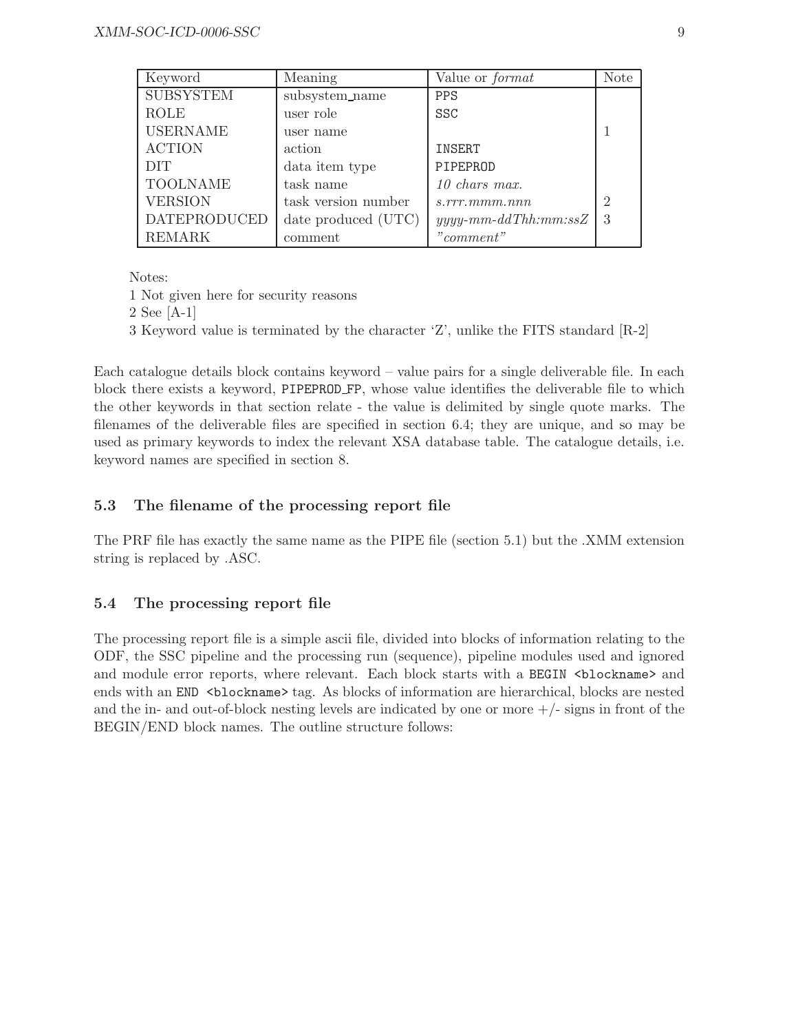| Keyword | Meaning | Value or *format* | Note |
|---|---|---|---|
| SUBSYSTEM | subsystem_name | PPS | |
| ROLE | user role | SSC | |
| USERNAME | user name | | 1 |
| ACTION | action | INSERT | |
| DIT | data item type | PIPEPROD | |
| TOOLNAME | task name | *10 chars max.* | |
| VERSION | task version number | *s.rrr.mmm.nnn* | 2 |
| DATEPRODUCED | date produced (UTC) | *yyyy-mm-ddThh:mm:ssZ* | 3 |
| REMARK | comment | *"comment"* | |

Notes:

1 Not given here for security reasons

2 See [A-1]

3 Keyword value is terminated by the character 'Z', unlike the FITS standard [R-2]

Each catalogue details block contains keyword – value pairs for a single deliverable file. In each block there exists a keyword, `PIPEPROD_FP`, whose value identifies the deliverable file to which the other keywords in that section relate - the value is delimited by single quote marks. The filenames of the deliverable files are specified in section 6.4; they are unique, and so may be used as primary keywords to index the relevant XSA database table. The catalogue details, i.e. keyword names are specified in section 8.

## 5.3 The filename of the processing report file

The PRF file has exactly the same name as the PIPE file (section 5.1) but the .XMM extension string is replaced by .ASC.

## 5.4 The processing report file

The processing report file is a simple ascii file, divided into blocks of information relating to the ODF, the SSC pipeline and the processing run (sequence), pipeline modules used and ignored and module error reports, where relevant. Each block starts with a `BEGIN <blockname>` and ends with an `END <blockname>` tag. As blocks of information are hierarchical, blocks are nested and the in- and out-of-block nesting levels are indicated by one or more +/- signs in front of the BEGIN/END block names. The outline structure follows: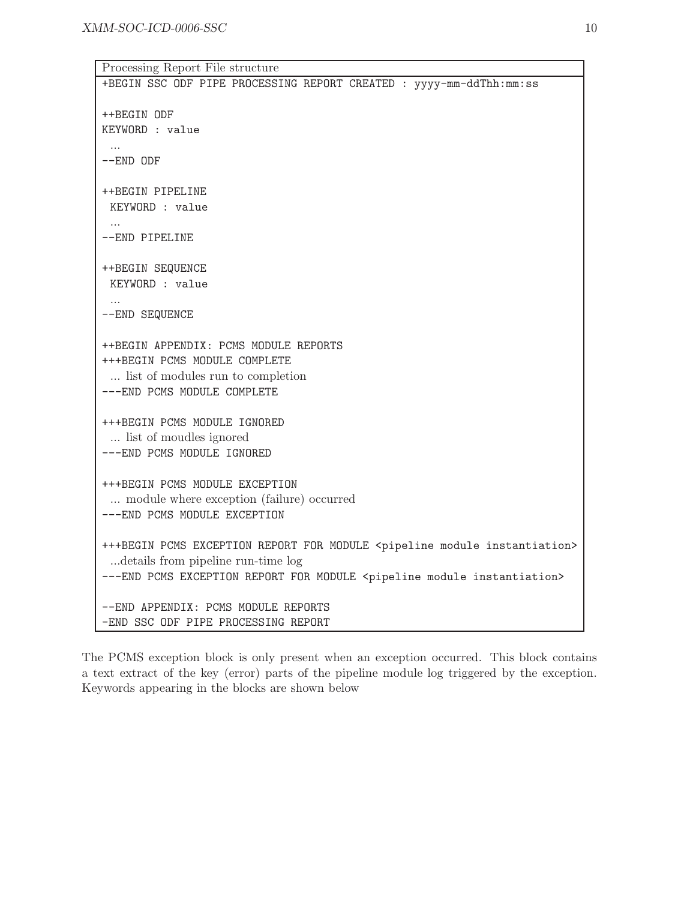Processing Report File structure

```
+BEGIN SSC ODF PIPE PROCESSING REPORT CREATED : yyyy-mm-ddThh:mm:ss

++BEGIN ODF
KEYWORD : value
 ...
--END ODF

++BEGIN PIPELINE
 KEYWORD : value
 ...
--END PIPELINE

++BEGIN SEQUENCE
 KEYWORD : value
 ...
--END SEQUENCE

++BEGIN APPENDIX: PCMS MODULE REPORTS
+++BEGIN PCMS MODULE COMPLETE
  ... list of modules run to completion
---END PCMS MODULE COMPLETE

+++BEGIN PCMS MODULE IGNORED
  ... list of moudles ignored
---END PCMS MODULE IGNORED

+++BEGIN PCMS MODULE EXCEPTION
  ... module where exception (failure) occurred
---END PCMS MODULE EXCEPTION

+++BEGIN PCMS EXCEPTION REPORT FOR MODULE <pipeline module instantiation>
  ...details from pipeline run-time log
---END PCMS EXCEPTION REPORT FOR MODULE <pipeline module instantiation>

--END APPENDIX: PCMS MODULE REPORTS
-END SSC ODF PIPE PROCESSING REPORT
```

The PCMS exception block is only present when an exception occurred. This block contains a text extract of the key (error) parts of the pipeline module log triggered by the exception. Keywords appearing in the blocks are shown below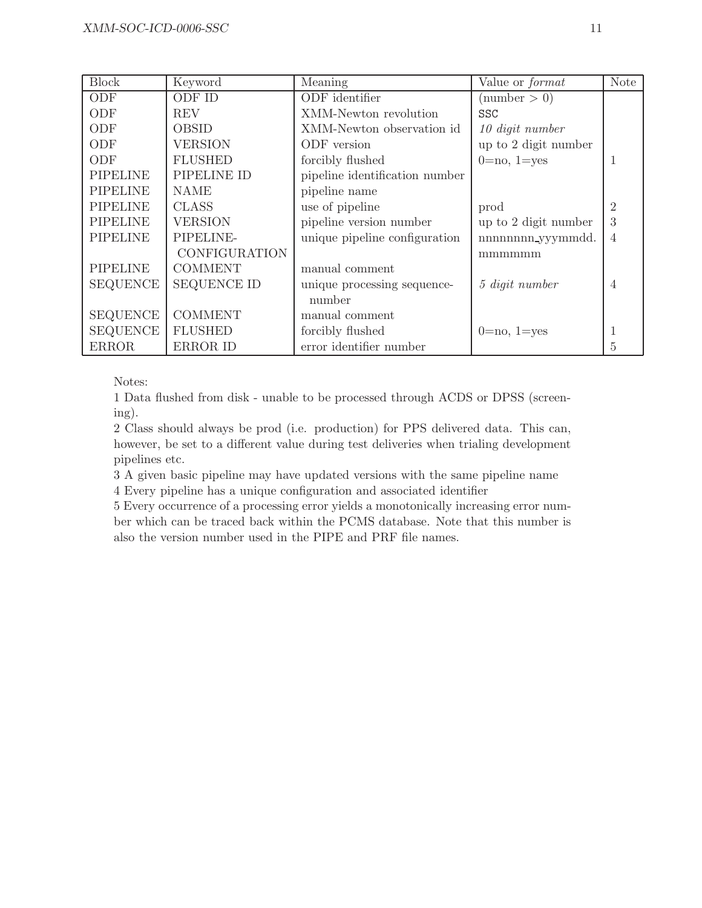| Block | Keyword | Meaning | Value or *format* | Note |
|---|---|---|---|---|
| ODF | ODF ID | ODF identifier | (number > 0) | |
| ODF | REV | XMM-Newton revolution | SSC | |
| ODF | OBSID | XMM-Newton observation id | *10 digit number* | |
| ODF | VERSION | ODF version | up to 2 digit number | |
| ODF | FLUSHED | forcibly flushed | 0=no, 1=yes | 1 |
| PIPELINE | PIPELINE ID | pipeline identification number | | |
| PIPELINE | NAME | pipeline name | | |
| PIPELINE | CLASS | use of pipeline | prod | 2 |
| PIPELINE | VERSION | pipeline version number | up to 2 digit number | 3 |
| PIPELINE | PIPELINE-CONFIGURATION | unique pipeline configuration | nnnnnnnn_yyymmdd.mmmmmm | 4 |
| PIPELINE | COMMENT | manual comment | | |
| SEQUENCE | SEQUENCE ID | unique processing sequence-number | *5 digit number* | 4 |
| SEQUENCE | COMMENT | manual comment | | |
| SEQUENCE | FLUSHED | forcibly flushed | 0=no, 1=yes | 1 |
| ERROR | ERROR ID | error identifier number | | 5 |

Notes:

1 Data flushed from disk - unable to be processed through ACDS or DPSS (screening).

2 Class should always be prod (i.e. production) for PPS delivered data. This can, however, be set to a different value during test deliveries when trialing development pipelines etc.

3 A given basic pipeline may have updated versions with the same pipeline name

4 Every pipeline has a unique configuration and associated identifier

5 Every occurrence of a processing error yields a monotonically increasing error number which can be traced back within the PCMS database. Note that this number is also the version number used in the PIPE and PRF file names.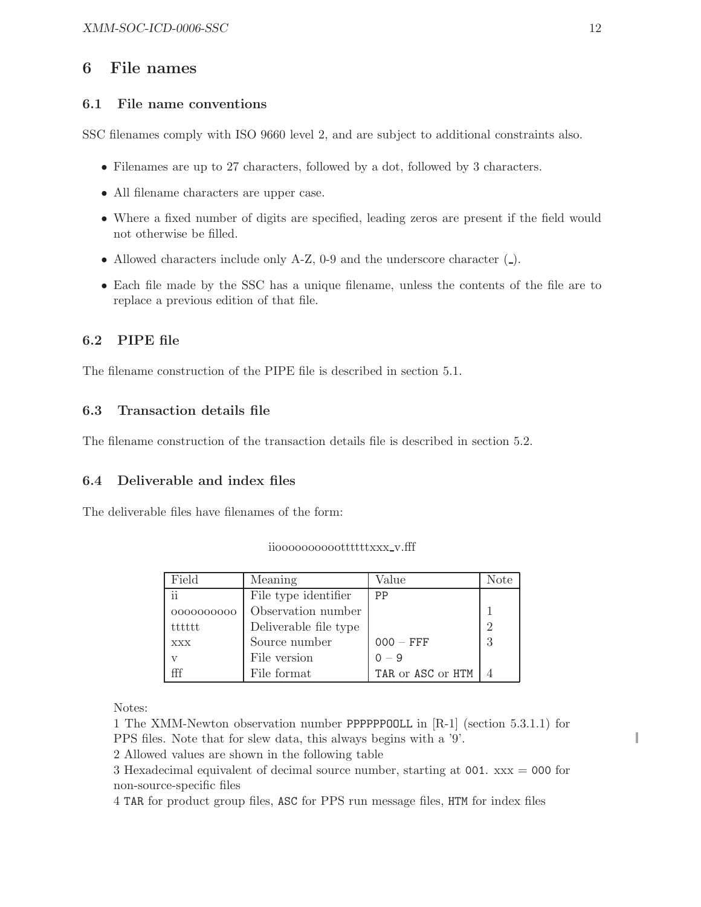# 6 File names

## 6.1 File name conventions

SSC filenames comply with ISO 9660 level 2, and are subject to additional constraints also.

- Filenames are up to 27 characters, followed by a dot, followed by 3 characters.
- All filename characters are upper case.
- Where a fixed number of digits are specified, leading zeros are present if the field would not otherwise be filled.
- Allowed characters include only A-Z, 0-9 and the underscore character (_).
- Each file made by the SSC has a unique filename, unless the contents of the file are to replace a previous edition of that file.

## 6.2 PIPE file

The filename construction of the PIPE file is described in section 5.1.

## 6.3 Transaction details file

The filename construction of the transaction details file is described in section 5.2.

## 6.4 Deliverable and index files

The deliverable files have filenames of the form:

iiooooooooootttttxxx_v.fff

| Field | Meaning | Value | Note |
|---|---|---|---|
| ii | File type identifier | `PP` | |
| oooooooooo | Observation number | | 1 |
| tttttt | Deliverable file type | | 2 |
| xxx | Source number | `000` – `FFF` | 3 |
| v | File version | `0` – `9` | |
| fff | File format | `TAR` or `ASC` or `HTM` | 4 |

Notes:
1 The XMM-Newton observation number `PPPPPPOOLL` in [R-1] (section 5.3.1.1) for PPS files. Note that for slew data, this always begins with a '9'.
2 Allowed values are shown in the following table
3 Hexadecimal equivalent of decimal source number, starting at `001`. xxx = `000` for non-source-specific files
4 `TAR` for product group files, `ASC` for PPS run message files, `HTM` for index files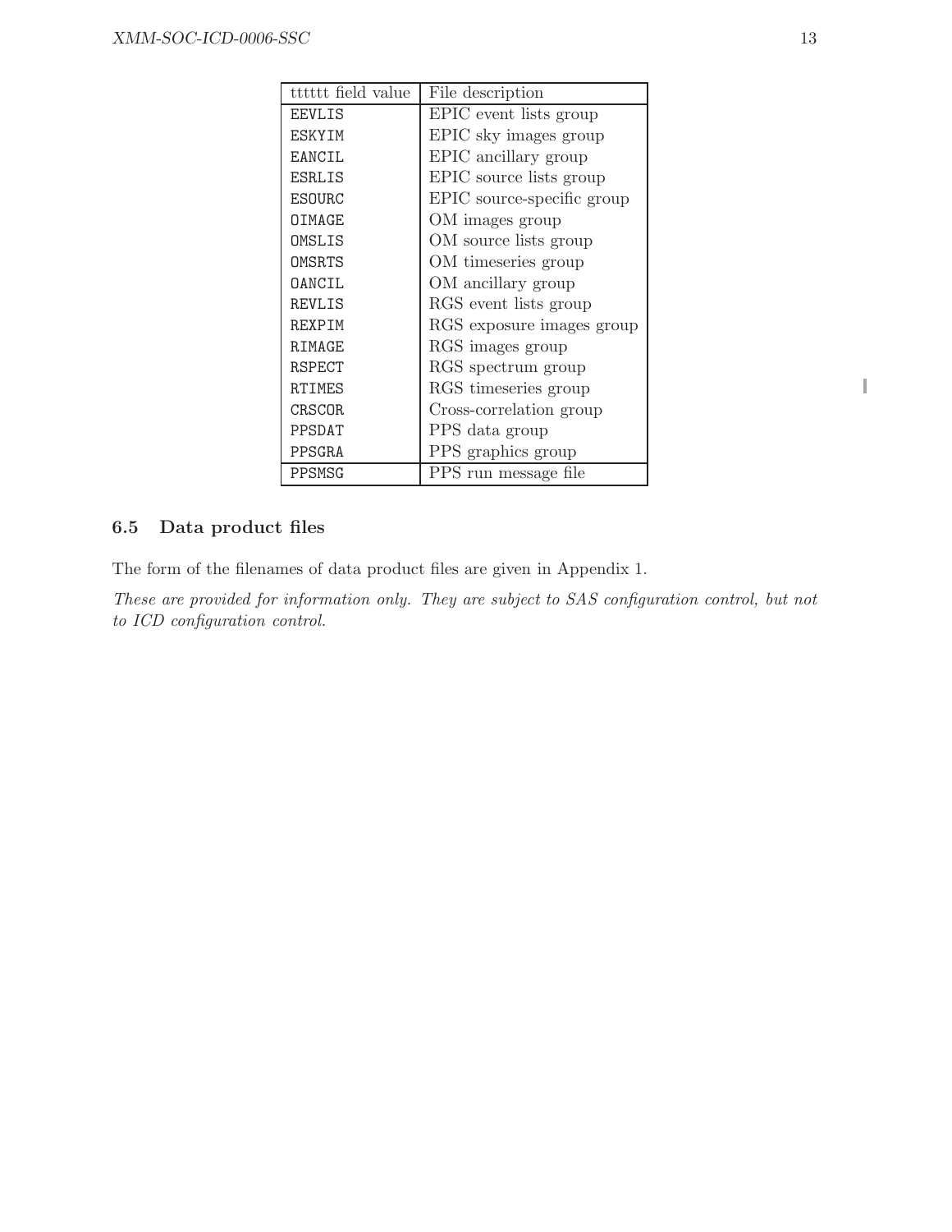| tttttt field value | File description |
|---|---|
| EEVLIS | EPIC event lists group |
| ESKYIM | EPIC sky images group |
| EANCIL | EPIC ancillary group |
| ESRLIS | EPIC source lists group |
| ESOURC | EPIC source-specific group |
| OIMAGE | OM images group |
| OMSLIS | OM source lists group |
| OMSRTS | OM timeseries group |
| OANCIL | OM ancillary group |
| REVLIS | RGS event lists group |
| REXPIM | RGS exposure images group |
| RIMAGE | RGS images group |
| RSPECT | RGS spectrum group |
| RTIMES | RGS timeseries group |
| CRSCOR | Cross-correlation group |
| PPSDAT | PPS data group |
| PPSGRA | PPS graphics group |
| PPSMSG | PPS run message file |

### 6.5 Data product files

The form of the filenames of data product files are given in Appendix 1.

*These are provided for information only. They are subject to SAS configuration control, but not to ICD configuration control.*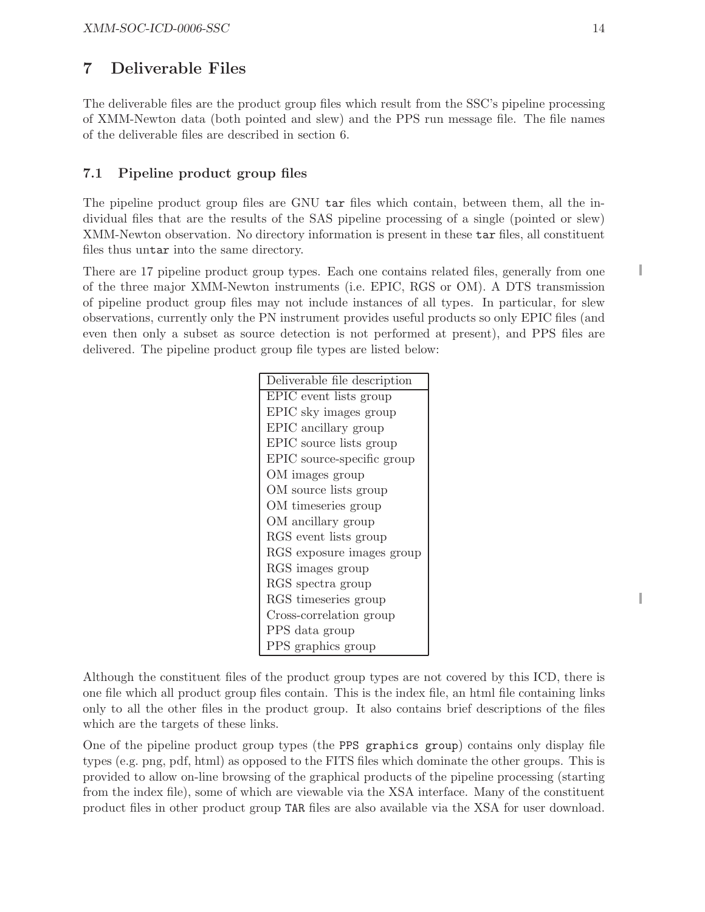# 7 Deliverable Files

The deliverable files are the product group files which result from the SSC's pipeline processing of XMM-Newton data (both pointed and slew) and the PPS run message file. The file names of the deliverable files are described in section 6.

## 7.1 Pipeline product group files

The pipeline product group files are GNU `tar` files which contain, between them, all the individual files that are the results of the SAS pipeline processing of a single (pointed or slew) XMM-Newton observation. No directory information is present in these `tar` files, all constituent files thus un`tar` into the same directory.

There are 17 pipeline product group types. Each one contains related files, generally from one of the three major XMM-Newton instruments (i.e. EPIC, RGS or OM). A DTS transmission of pipeline product group files may not include instances of all types. In particular, for slew observations, currently only the PN instrument provides useful products so only EPIC files (and even then only a subset as source detection is not performed at present), and PPS files are delivered. The pipeline product group file types are listed below:

| Deliverable file description |
| --- |
| EPIC event lists group |
| EPIC sky images group |
| EPIC ancillary group |
| EPIC source lists group |
| EPIC source-specific group |
| OM images group |
| OM source lists group |
| OM timeseries group |
| OM ancillary group |
| RGS event lists group |
| RGS exposure images group |
| RGS images group |
| RGS spectra group |
| RGS timeseries group |
| Cross-correlation group |
| PPS data group |
| PPS graphics group |

Although the constituent files of the product group types are not covered by this ICD, there is one file which all product group files contain. This is the index file, an html file containing links only to all the other files in the product group. It also contains brief descriptions of the files which are the targets of these links.

One of the pipeline product group types (the `PPS graphics group`) contains only display file types (e.g. png, pdf, html) as opposed to the FITS files which dominate the other groups. This is provided to allow on-line browsing of the graphical products of the pipeline processing (starting from the index file), some of which are viewable via the XSA interface. Many of the constituent product files in other product group `TAR` files are also available via the XSA for user download.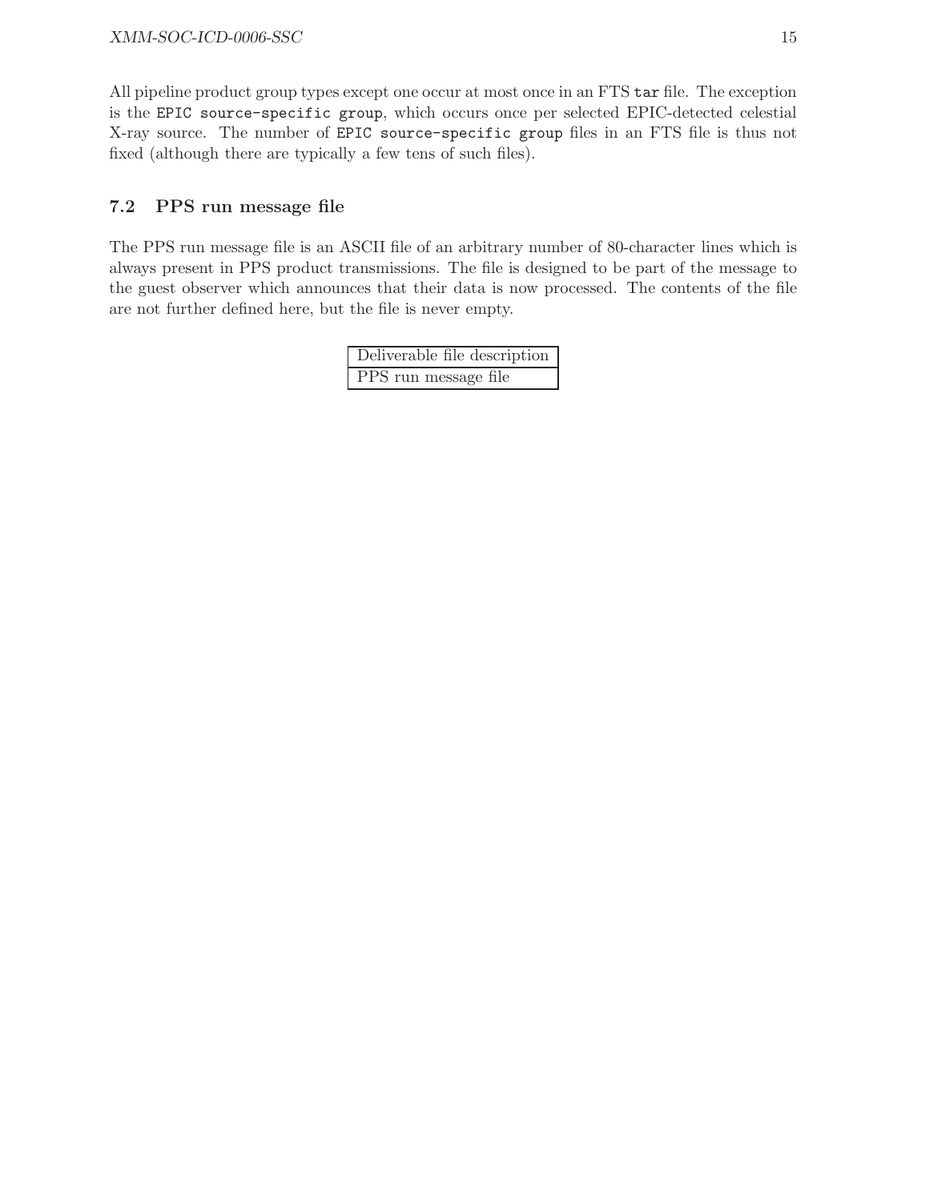All pipeline product group types except one occur at most once in an FTS `tar` file. The exception is the `EPIC source-specific group`, which occurs once per selected EPIC-detected celestial X-ray source. The number of `EPIC source-specific group` files in an FTS file is thus not fixed (although there are typically a few tens of such files).

### 7.2 PPS run message file

The PPS run message file is an ASCII file of an arbitrary number of 80-character lines which is always present in PPS product transmissions. The file is designed to be part of the message to the guest observer which announces that their data is now processed. The contents of the file are not further defined here, but the file is never empty.

| Deliverable file description |
|---|
| PPS run message file |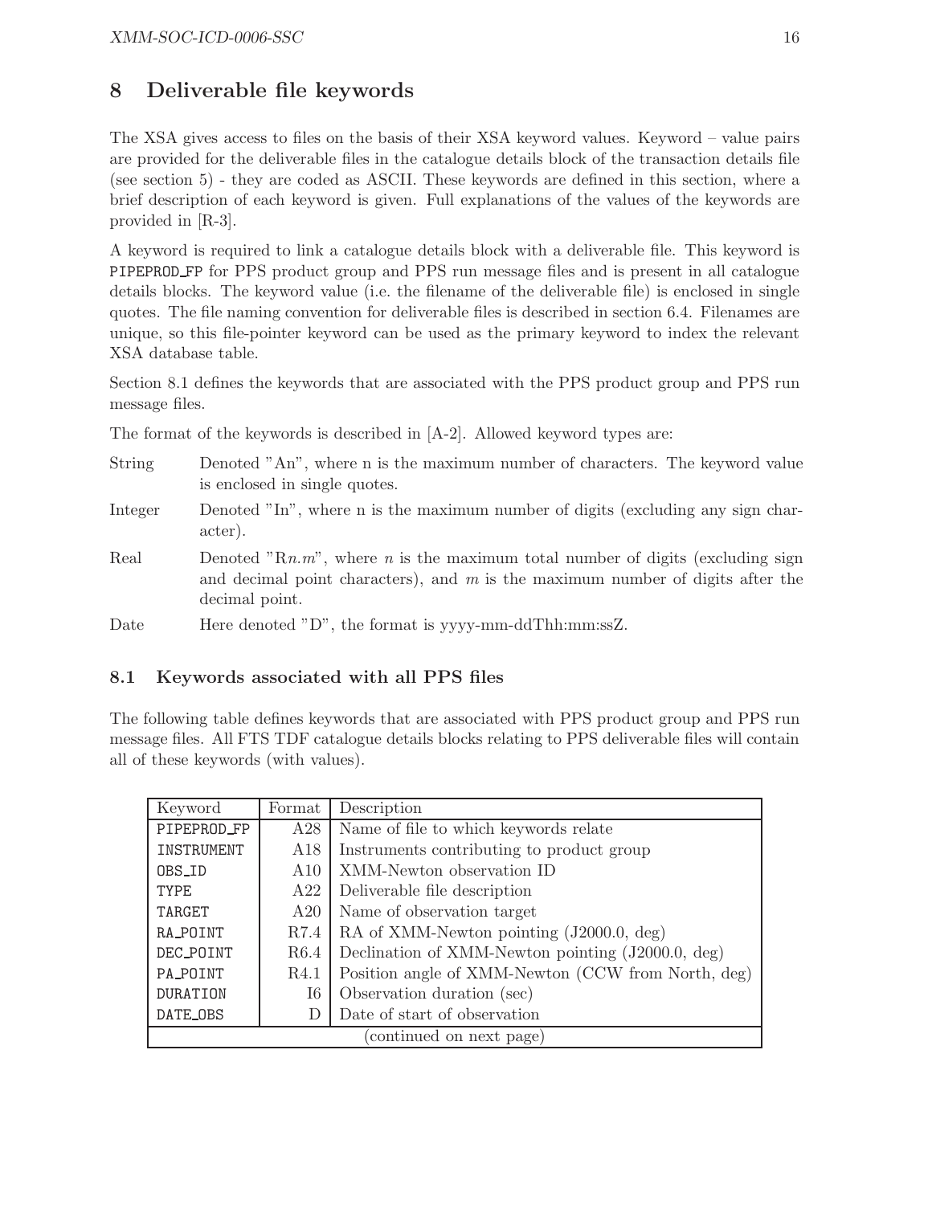## 8 Deliverable file keywords

The XSA gives access to files on the basis of their XSA keyword values. Keyword – value pairs are provided for the deliverable files in the catalogue details block of the transaction details file (see section 5) - they are coded as ASCII. These keywords are defined in this section, where a brief description of each keyword is given. Full explanations of the values of the keywords are provided in [R-3].

A keyword is required to link a catalogue details block with a deliverable file. This keyword is `PIPEPROD_FP` for PPS product group and PPS run message files and is present in all catalogue details blocks. The keyword value (i.e. the filename of the deliverable file) is enclosed in single quotes. The file naming convention for deliverable files is described in section 6.4. Filenames are unique, so this file-pointer keyword can be used as the primary keyword to index the relevant XSA database table.

Section 8.1 defines the keywords that are associated with the PPS product group and PPS run message files.

The format of the keywords is described in [A-2]. Allowed keyword types are:

- String — Denoted "An", where n is the maximum number of characters. The keyword value is enclosed in single quotes.
- Integer — Denoted "In", where n is the maximum number of digits (excluding any sign character).
- Real — Denoted "R*n*.*m*", where *n* is the maximum total number of digits (excluding sign and decimal point characters), and *m* is the maximum number of digits after the decimal point.
- Date — Here denoted "D", the format is yyyy-mm-ddThh:mm:ssZ.

### 8.1 Keywords associated with all PPS files

The following table defines keywords that are associated with PPS product group and PPS run message files. All FTS TDF catalogue details blocks relating to PPS deliverable files will contain all of these keywords (with values).

| Keyword | Format | Description |
|---|---|---|
| PIPEPROD_FP | A28 | Name of file to which keywords relate |
| INSTRUMENT | A18 | Instruments contributing to product group |
| OBS_ID | A10 | XMM-Newton observation ID |
| TYPE | A22 | Deliverable file description |
| TARGET | A20 | Name of observation target |
| RA_POINT | R7.4 | RA of XMM-Newton pointing (J2000.0, deg) |
| DEC_POINT | R6.4 | Declination of XMM-Newton pointing (J2000.0, deg) |
| PA_POINT | R4.1 | Position angle of XMM-Newton (CCW from North, deg) |
| DURATION | I6 | Observation duration (sec) |
| DATE_OBS | D | Date of start of observation |
| (continued on next page) | | |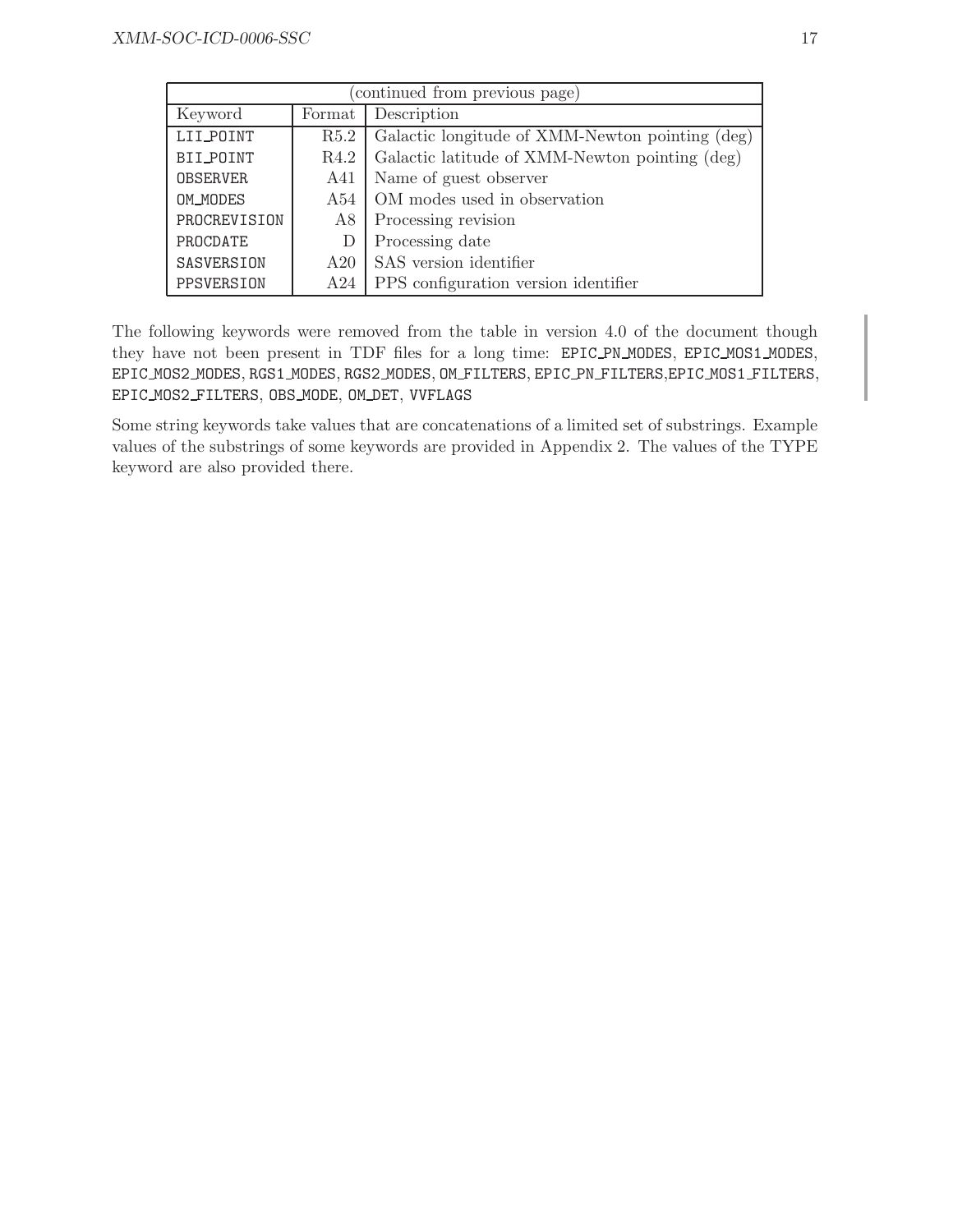| (continued from previous page) | | |
|---|---|---|
| Keyword | Format | Description |
| LII_POINT | R5.2 | Galactic longitude of XMM-Newton pointing (deg) |
| BII_POINT | R4.2 | Galactic latitude of XMM-Newton pointing (deg) |
| OBSERVER | A41 | Name of guest observer |
| OM_MODES | A54 | OM modes used in observation |
| PROCREVISION | A8 | Processing revision |
| PROCDATE | D | Processing date |
| SASVERSION | A20 | SAS version identifier |
| PPSVERSION | A24 | PPS configuration version identifier |

The following keywords were removed from the table in version 4.0 of the document though they have not been present in TDF files for a long time: EPIC_PN_MODES, EPIC_MOS1_MODES, EPIC_MOS2_MODES, RGS1_MODES, RGS2_MODES, OM_FILTERS, EPIC_PN_FILTERS,EPIC_MOS1_FILTERS, EPIC_MOS2_FILTERS, OBS_MODE, OM_DET, VVFLAGS

Some string keywords take values that are concatenations of a limited set of substrings. Example values of the substrings of some keywords are provided in Appendix 2. The values of the TYPE keyword are also provided there.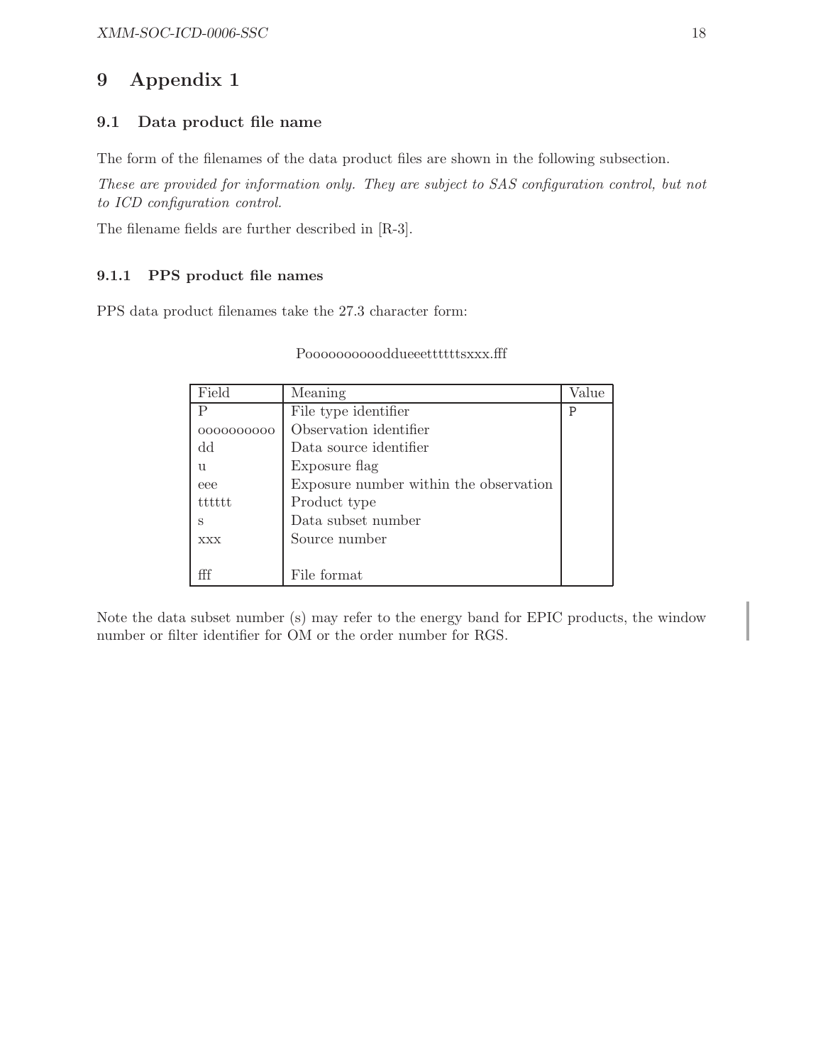# 9 Appendix 1

## 9.1 Data product file name

The form of the filenames of the data product files are shown in the following subsection.

*These are provided for information only. They are subject to SAS configuration control, but not to ICD configuration control.*

The filename fields are further described in [R-3].

### 9.1.1 PPS product file names

PPS data product filenames take the 27.3 character form:

Poooooooooodd ueeettttttsxxx.fff

| Field | Meaning | Value |
|---|---|---|
| P | File type identifier | P |
| oooooooooo | Observation identifier | |
| dd | Data source identifier | |
| u | Exposure flag | |
| eee | Exposure number within the observation | |
| tttttt | Product type | |
| s | Data subset number | |
| xxx | Source number | |
| fff | File format | |

Note the data subset number (s) may refer to the energy band for EPIC products, the window number or filter identifier for OM or the order number for RGS.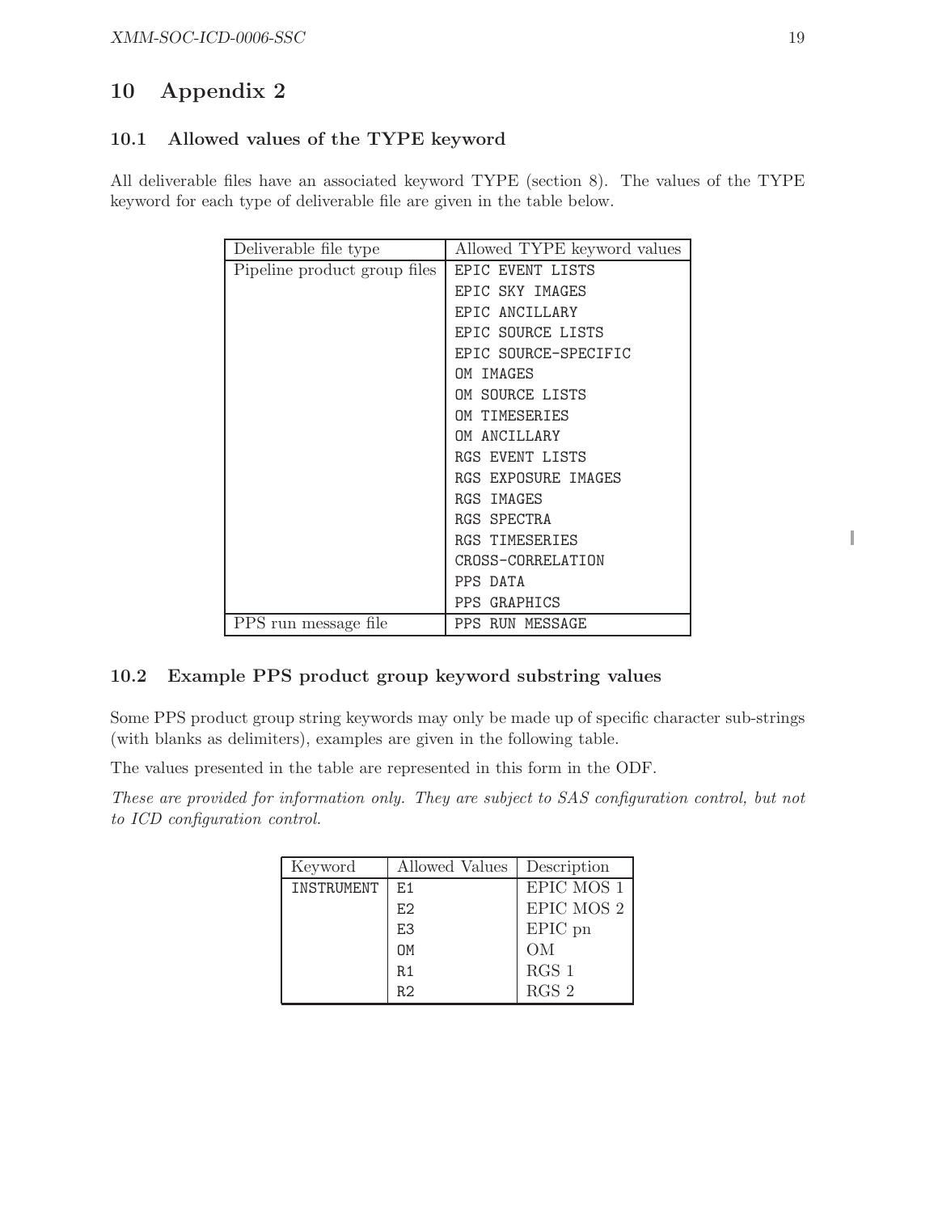# 10 Appendix 2

## 10.1 Allowed values of the TYPE keyword

All deliverable files have an associated keyword TYPE (section 8). The values of the TYPE keyword for each type of deliverable file are given in the table below.

| Deliverable file type | Allowed TYPE keyword values |
|---|---|
| Pipeline product group files | EPIC EVENT LISTS |
| | EPIC SKY IMAGES |
| | EPIC ANCILLARY |
| | EPIC SOURCE LISTS |
| | EPIC SOURCE-SPECIFIC |
| | OM IMAGES |
| | OM SOURCE LISTS |
| | OM TIMESERIES |
| | OM ANCILLARY |
| | RGS EVENT LISTS |
| | RGS EXPOSURE IMAGES |
| | RGS IMAGES |
| | RGS SPECTRA |
| | RGS TIMESERIES |
| | CROSS-CORRELATION |
| | PPS DATA |
| | PPS GRAPHICS |
| PPS run message file | PPS RUN MESSAGE |

## 10.2 Example PPS product group keyword substring values

Some PPS product group string keywords may only be made up of specific character sub-strings (with blanks as delimiters), examples are given in the following table.

The values presented in the table are represented in this form in the ODF.

*These are provided for information only. They are subject to SAS configuration control, but not to ICD configuration control.*

| Keyword | Allowed Values | Description |
|---|---|---|
| INSTRUMENT | E1 | EPIC MOS 1 |
| | E2 | EPIC MOS 2 |
| | E3 | EPIC pn |
| | OM | OM |
| | R1 | RGS 1 |
| | R2 | RGS 2 |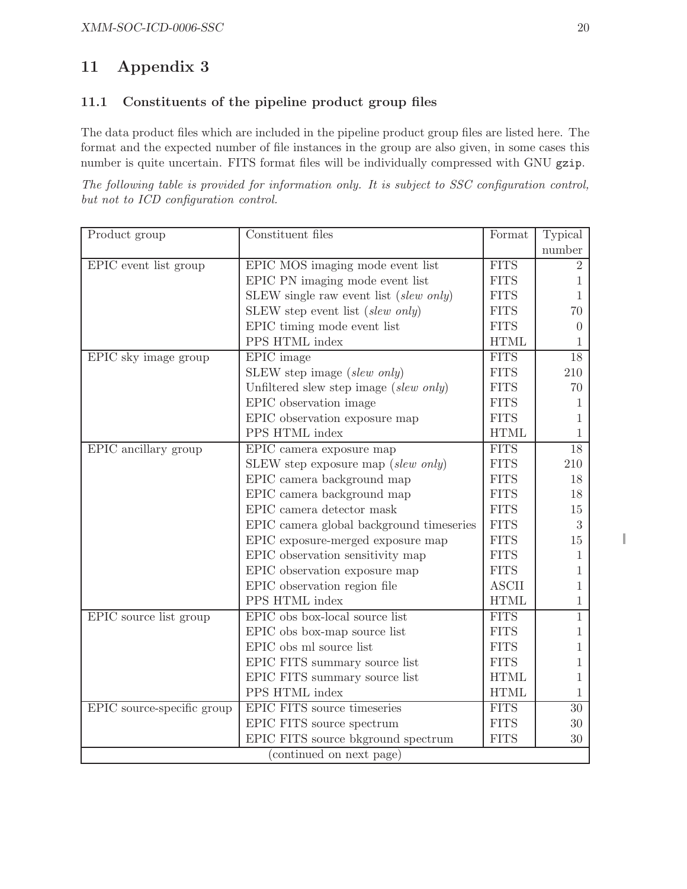# 11 Appendix 3

## 11.1 Constituents of the pipeline product group files

The data product files which are included in the pipeline product group files are listed here. The format and the expected number of file instances in the group are also given, in some cases this number is quite uncertain. FITS format files will be individually compressed with GNU `gzip`.

*The following table is provided for information only. It is subject to SSC configuration control, but not to ICD configuration control.*

| Product group | Constituent files | Format | Typical number |
|---|---|---|---|
| EPIC event list group | EPIC MOS imaging mode event list | FITS | 2 |
| | EPIC PN imaging mode event list | FITS | 1 |
| | SLEW single raw event list (*slew only*) | FITS | 1 |
| | SLEW step event list (*slew only*) | FITS | 70 |
| | EPIC timing mode event list | FITS | 0 |
| | PPS HTML index | HTML | 1 |
| EPIC sky image group | EPIC image | FITS | 18 |
| | SLEW step image (*slew only*) | FITS | 210 |
| | Unfiltered slew step image (*slew only*) | FITS | 70 |
| | EPIC observation image | FITS | 1 |
| | EPIC observation exposure map | FITS | 1 |
| | PPS HTML index | HTML | 1 |
| EPIC ancillary group | EPIC camera exposure map | FITS | 18 |
| | SLEW step exposure map (*slew only*) | FITS | 210 |
| | EPIC camera background map | FITS | 18 |
| | EPIC camera background map | FITS | 18 |
| | EPIC camera detector mask | FITS | 15 |
| | EPIC camera global background timeseries | FITS | 3 |
| | EPIC exposure-merged exposure map | FITS | 15 |
| | EPIC observation sensitivity map | FITS | 1 |
| | EPIC observation exposure map | FITS | 1 |
| | EPIC observation region file | ASCII | 1 |
| | PPS HTML index | HTML | 1 |
| EPIC source list group | EPIC obs box-local source list | FITS | 1 |
| | EPIC obs box-map source list | FITS | 1 |
| | EPIC obs ml source list | FITS | 1 |
| | EPIC FITS summary source list | FITS | 1 |
| | EPIC FITS summary source list | HTML | 1 |
| | PPS HTML index | HTML | 1 |
| EPIC source-specific group | EPIC FITS source timeseries | FITS | 30 |
| | EPIC FITS source spectrum | FITS | 30 |
| | EPIC FITS source bkground spectrum | FITS | 30 |
| (continued on next page) | | | |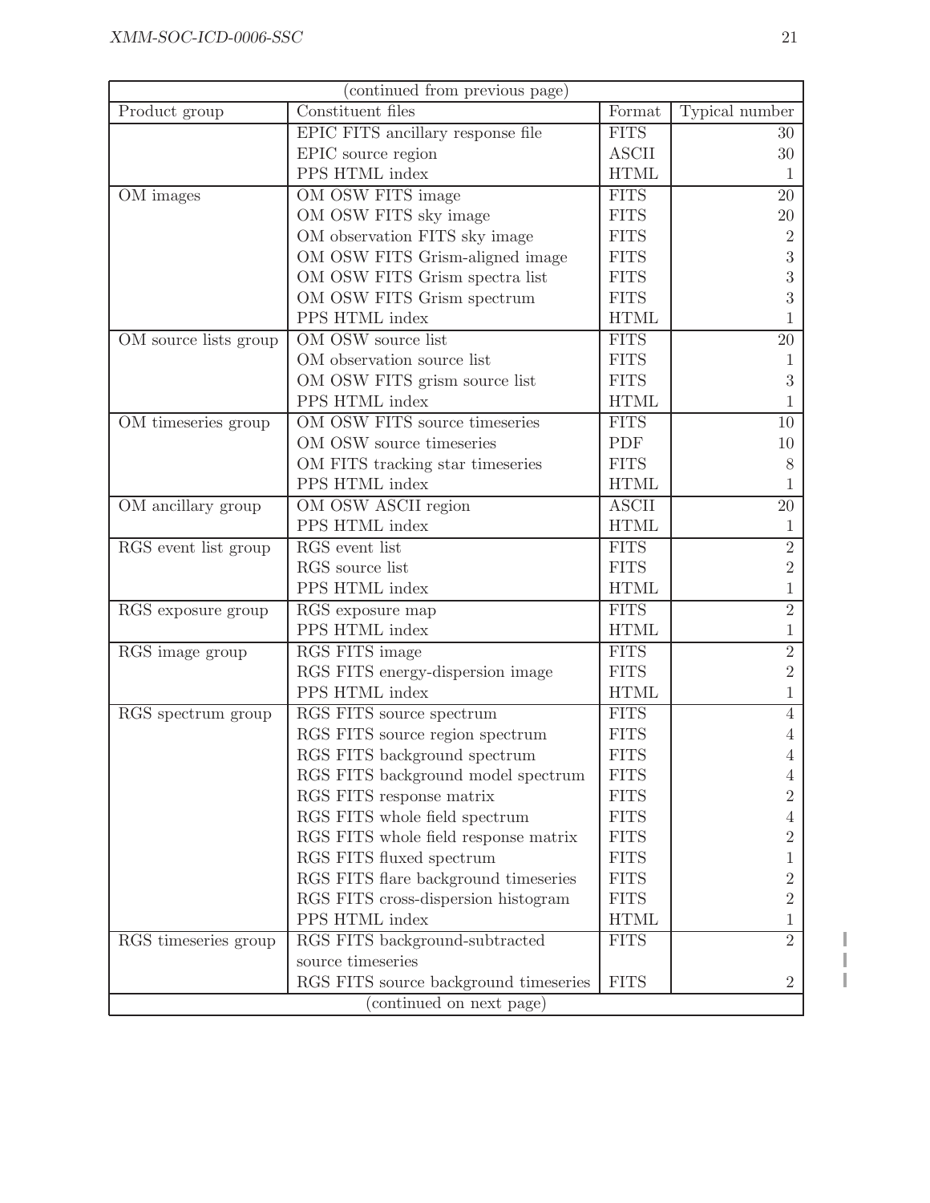| Product group | Constituent files | Format | Typical number |
|---|---|---|---|
| (continued from previous page) | | | |
| | EPIC FITS ancillary response file | FITS | 30 |
| | EPIC source region | ASCII | 30 |
| | PPS HTML index | HTML | 1 |
| OM images | OM OSW FITS image | FITS | 20 |
| | OM OSW FITS sky image | FITS | 20 |
| | OM observation FITS sky image | FITS | 2 |
| | OM OSW FITS Grism-aligned image | FITS | 3 |
| | OM OSW FITS Grism spectra list | FITS | 3 |
| | OM OSW FITS Grism spectrum | FITS | 3 |
| | PPS HTML index | HTML | 1 |
| OM source lists group | OM OSW source list | FITS | 20 |
| | OM observation source list | FITS | 1 |
| | OM OSW FITS grism source list | FITS | 3 |
| | PPS HTML index | HTML | 1 |
| OM timeseries group | OM OSW FITS source timeseries | FITS | 10 |
| | OM OSW source timeseries | PDF | 10 |
| | OM FITS tracking star timeseries | FITS | 8 |
| | PPS HTML index | HTML | 1 |
| OM ancillary group | OM OSW ASCII region | ASCII | 20 |
| | PPS HTML index | HTML | 1 |
| RGS event list group | RGS event list | FITS | 2 |
| | RGS source list | FITS | 2 |
| | PPS HTML index | HTML | 1 |
| RGS exposure group | RGS exposure map | FITS | 2 |
| | PPS HTML index | HTML | 1 |
| RGS image group | RGS FITS image | FITS | 2 |
| | RGS FITS energy-dispersion image | FITS | 2 |
| | PPS HTML index | HTML | 1 |
| RGS spectrum group | RGS FITS source spectrum | FITS | 4 |
| | RGS FITS source region spectrum | FITS | 4 |
| | RGS FITS background spectrum | FITS | 4 |
| | RGS FITS background model spectrum | FITS | 4 |
| | RGS FITS response matrix | FITS | 2 |
| | RGS FITS whole field spectrum | FITS | 4 |
| | RGS FITS whole field response matrix | FITS | 2 |
| | RGS FITS fluxed spectrum | FITS | 1 |
| | RGS FITS flare background timeseries | FITS | 2 |
| | RGS FITS cross-dispersion histogram | FITS | 2 |
| | PPS HTML index | HTML | 1 |
| RGS timeseries group | RGS FITS background-subtracted source timeseries | FITS | 2 |
| | RGS FITS source background timeseries | FITS | 2 |
| (continued on next page) | | | |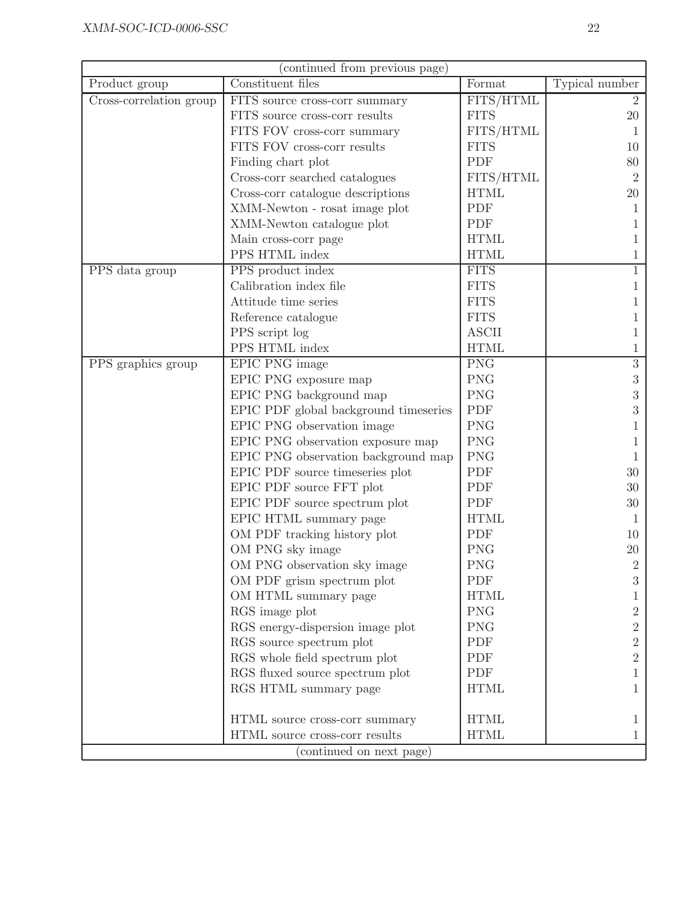| (continued from previous page) | | | |
|---|---|---|---|
| Product group | Constituent files | Format | Typical number |
| Cross-correlation group | FITS source cross-corr summary | FITS/HTML | 2 |
| | FITS source cross-corr results | FITS | 20 |
| | FITS FOV cross-corr summary | FITS/HTML | 1 |
| | FITS FOV cross-corr results | FITS | 10 |
| | Finding chart plot | PDF | 80 |
| | Cross-corr searched catalogues | FITS/HTML | 2 |
| | Cross-corr catalogue descriptions | HTML | 20 |
| | XMM-Newton - rosat image plot | PDF | 1 |
| | XMM-Newton catalogue plot | PDF | 1 |
| | Main cross-corr page | HTML | 1 |
| | PPS HTML index | HTML | 1 |
| PPS data group | PPS product index | FITS | 1 |
| | Calibration index file | FITS | 1 |
| | Attitude time series | FITS | 1 |
| | Reference catalogue | FITS | 1 |
| | PPS script log | ASCII | 1 |
| | PPS HTML index | HTML | 1 |
| PPS graphics group | EPIC PNG image | PNG | 3 |
| | EPIC PNG exposure map | PNG | 3 |
| | EPIC PNG background map | PNG | 3 |
| | EPIC PDF global background timeseries | PDF | 3 |
| | EPIC PNG observation image | PNG | 1 |
| | EPIC PNG observation exposure map | PNG | 1 |
| | EPIC PNG observation background map | PNG | 1 |
| | EPIC PDF source timeseries plot | PDF | 30 |
| | EPIC PDF source FFT plot | PDF | 30 |
| | EPIC PDF source spectrum plot | PDF | 30 |
| | EPIC HTML summary page | HTML | 1 |
| | OM PDF tracking history plot | PDF | 10 |
| | OM PNG sky image | PNG | 20 |
| | OM PNG observation sky image | PNG | 2 |
| | OM PDF grism spectrum plot | PDF | 3 |
| | OM HTML summary page | HTML | 1 |
| | RGS image plot | PNG | 2 |
| | RGS energy-dispersion image plot | PNG | 2 |
| | RGS source spectrum plot | PDF | 2 |
| | RGS whole field spectrum plot | PDF | 2 |
| | RGS fluxed source spectrum plot | PDF | 1 |
| | RGS HTML summary page | HTML | 1 |
| | HTML source cross-corr summary | HTML | 1 |
| | HTML source cross-corr results | HTML | 1 |
| (continued on next page) | | | |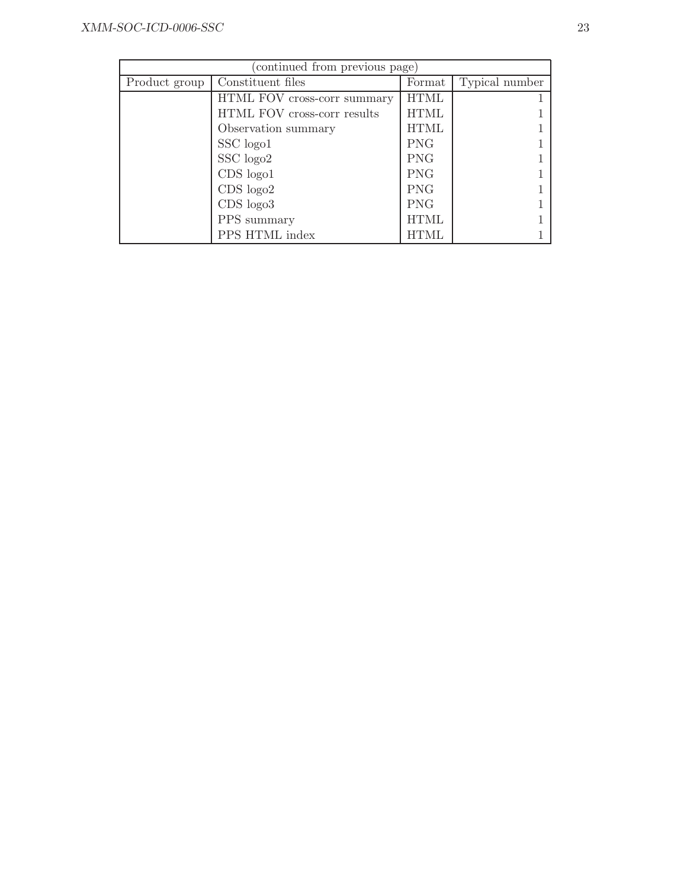| (continued from previous page) | | | |
|---|---|---|---|
| Product group | Constituent files | Format | Typical number |
| | HTML FOV cross-corr summary | HTML | 1 |
| | HTML FOV cross-corr results | HTML | 1 |
| | Observation summary | HTML | 1 |
| | SSC logo1 | PNG | 1 |
| | SSC logo2 | PNG | 1 |
| | CDS logo1 | PNG | 1 |
| | CDS logo2 | PNG | 1 |
| | CDS logo3 | PNG | 1 |
| | PPS summary | HTML | 1 |
| | PPS HTML index | HTML | 1 |